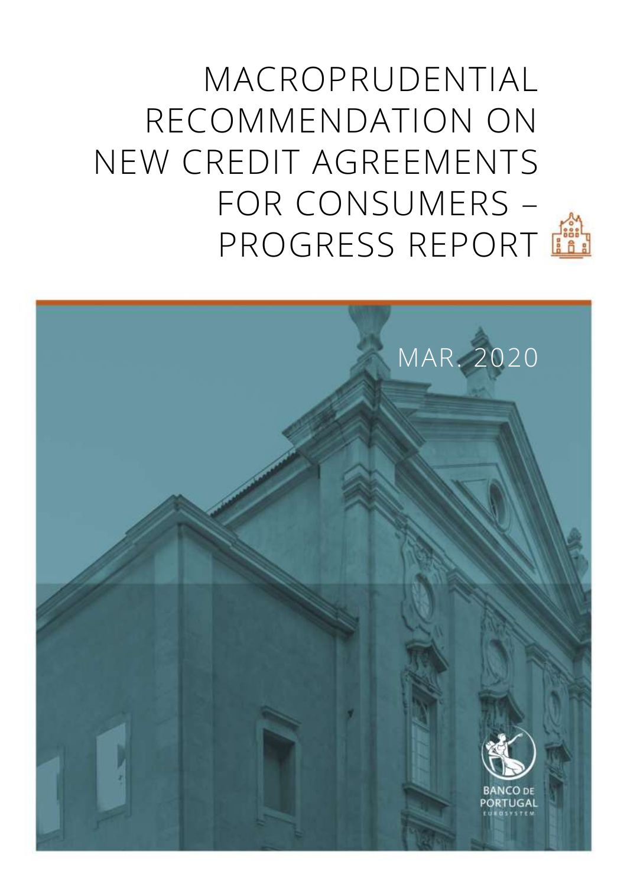# MACROPRUDENTIAL RECOMMENDATION ON NEW CREDIT AGREEMENTS FOR CONSUMERS – PROGRESS REPORT

MAR. 2020

BANCO DE PORTUGAL
EUROSYSTEM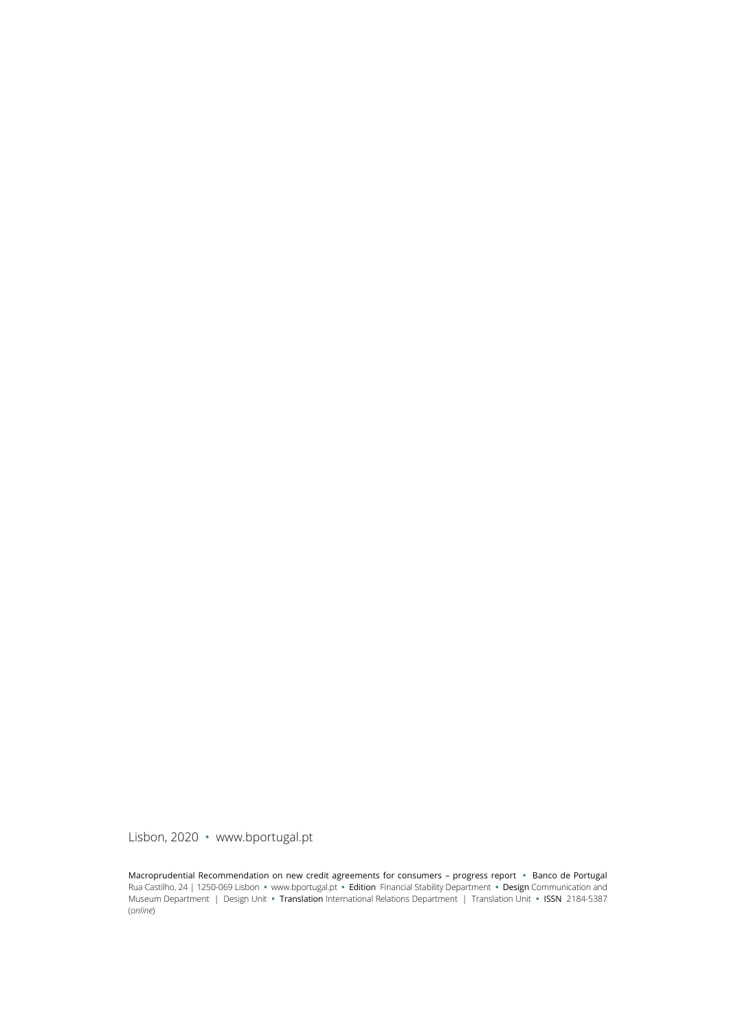Lisbon, 2020 • www.bportugal.pt

Macroprudential Recommendation on new credit agreements for consumers – progress report • Banco de Portugal Rua Castilho, 24 | 1250-069 Lisbon • www.bportugal.pt • **Edition** Financial Stability Department • **Design** Communication and Museum Department | Design Unit • **Translation** International Relations Department | Translation Unit • **ISSN** 2184-5387 (*online*)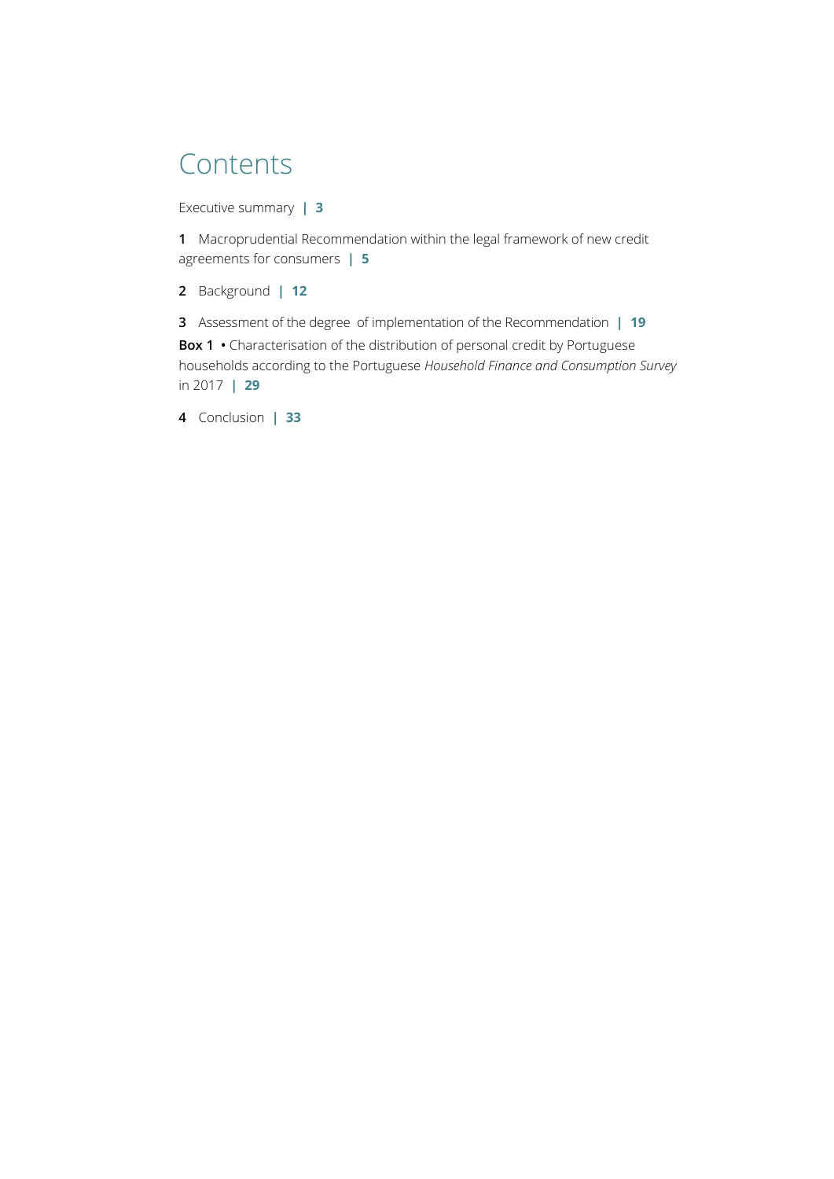# Contents

Executive summary **| 3**

**1** Macroprudential Recommendation within the legal framework of new credit agreements for consumers **| 5**

**2** Background **| 12**

**3** Assessment of the degree of implementation of the Recommendation **| 19**

**Box 1** • Characterisation of the distribution of personal credit by Portuguese households according to the Portuguese *Household Finance and Consumption Survey* in 2017 **| 29**

**4** Conclusion **| 33**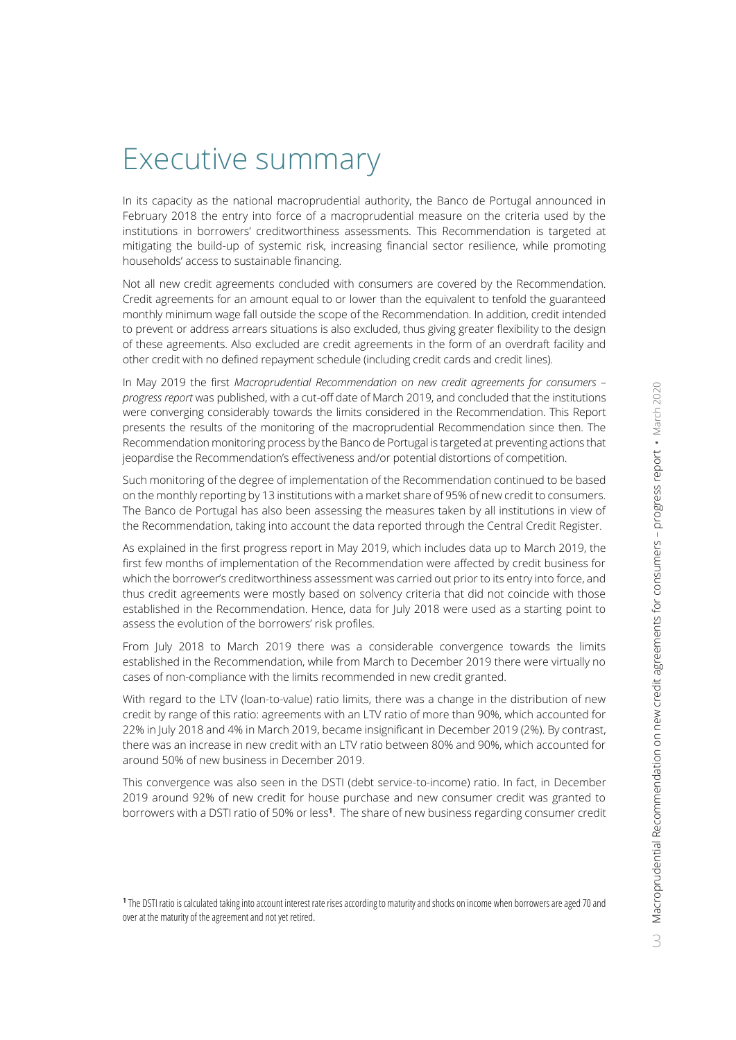# Executive summary

In its capacity as the national macroprudential authority, the Banco de Portugal announced in February 2018 the entry into force of a macroprudential measure on the criteria used by the institutions in borrowers' creditworthiness assessments. This Recommendation is targeted at mitigating the build-up of systemic risk, increasing financial sector resilience, while promoting households' access to sustainable financing.

Not all new credit agreements concluded with consumers are covered by the Recommendation. Credit agreements for an amount equal to or lower than the equivalent to tenfold the guaranteed monthly minimum wage fall outside the scope of the Recommendation. In addition, credit intended to prevent or address arrears situations is also excluded, thus giving greater flexibility to the design of these agreements. Also excluded are credit agreements in the form of an overdraft facility and other credit with no defined repayment schedule (including credit cards and credit lines).

In May 2019 the first *Macroprudential Recommendation on new credit agreements for consumers – progress report* was published, with a cut-off date of March 2019, and concluded that the institutions were converging considerably towards the limits considered in the Recommendation. This Report presents the results of the monitoring of the macroprudential Recommendation since then. The Recommendation monitoring process by the Banco de Portugal is targeted at preventing actions that jeopardise the Recommendation's effectiveness and/or potential distortions of competition.

Such monitoring of the degree of implementation of the Recommendation continued to be based on the monthly reporting by 13 institutions with a market share of 95% of new credit to consumers. The Banco de Portugal has also been assessing the measures taken by all institutions in view of the Recommendation, taking into account the data reported through the Central Credit Register.

As explained in the first progress report in May 2019, which includes data up to March 2019, the first few months of implementation of the Recommendation were affected by credit business for which the borrower's creditworthiness assessment was carried out prior to its entry into force, and thus credit agreements were mostly based on solvency criteria that did not coincide with those established in the Recommendation. Hence, data for July 2018 were used as a starting point to assess the evolution of the borrowers' risk profiles.

From July 2018 to March 2019 there was a considerable convergence towards the limits established in the Recommendation, while from March to December 2019 there were virtually no cases of non-compliance with the limits recommended in new credit granted.

With regard to the LTV (loan-to-value) ratio limits, there was a change in the distribution of new credit by range of this ratio: agreements with an LTV ratio of more than 90%, which accounted for 22% in July 2018 and 4% in March 2019, became insignificant in December 2019 (2%). By contrast, there was an increase in new credit with an LTV ratio between 80% and 90%, which accounted for around 50% of new business in December 2019.

This convergence was also seen in the DSTI (debt service-to-income) ratio. In fact, in December 2019 around 92% of new credit for house purchase and new consumer credit was granted to borrowers with a DSTI ratio of 50% or less[1]. The share of new business regarding consumer credit

[1] The DSTI ratio is calculated taking into account interest rate rises according to maturity and shocks on income when borrowers are aged 70 and over at the maturity of the agreement and not yet retired.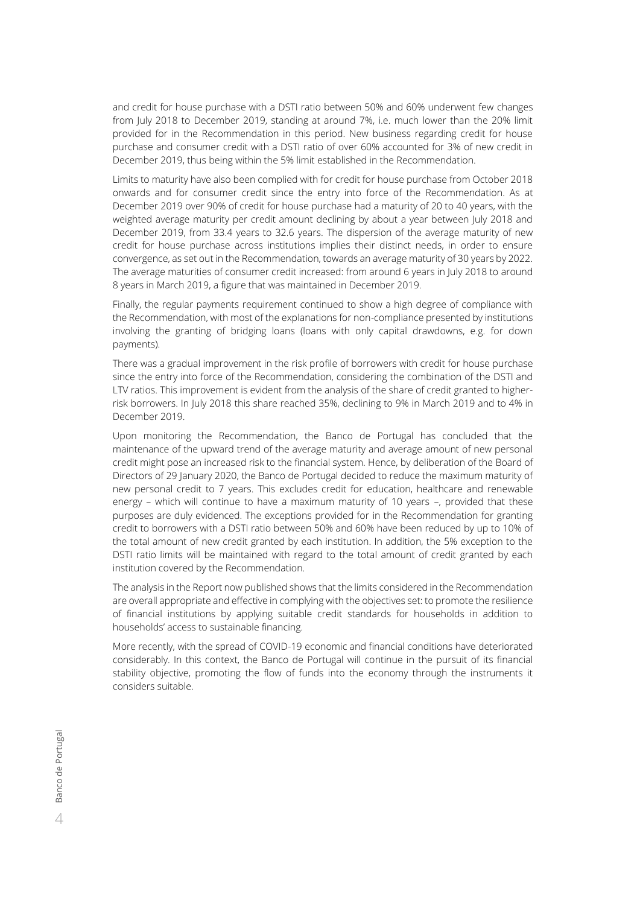and credit for house purchase with a DSTI ratio between 50% and 60% underwent few changes from July 2018 to December 2019, standing at around 7%, i.e. much lower than the 20% limit provided for in the Recommendation in this period. New business regarding credit for house purchase and consumer credit with a DSTI ratio of over 60% accounted for 3% of new credit in December 2019, thus being within the 5% limit established in the Recommendation.

Limits to maturity have also been complied with for credit for house purchase from October 2018 onwards and for consumer credit since the entry into force of the Recommendation. As at December 2019 over 90% of credit for house purchase had a maturity of 20 to 40 years, with the weighted average maturity per credit amount declining by about a year between July 2018 and December 2019, from 33.4 years to 32.6 years. The dispersion of the average maturity of new credit for house purchase across institutions implies their distinct needs, in order to ensure convergence, as set out in the Recommendation, towards an average maturity of 30 years by 2022. The average maturities of consumer credit increased: from around 6 years in July 2018 to around 8 years in March 2019, a figure that was maintained in December 2019.

Finally, the regular payments requirement continued to show a high degree of compliance with the Recommendation, with most of the explanations for non-compliance presented by institutions involving the granting of bridging loans (loans with only capital drawdowns, e.g. for down payments).

There was a gradual improvement in the risk profile of borrowers with credit for house purchase since the entry into force of the Recommendation, considering the combination of the DSTI and LTV ratios. This improvement is evident from the analysis of the share of credit granted to higher-risk borrowers. In July 2018 this share reached 35%, declining to 9% in March 2019 and to 4% in December 2019.

Upon monitoring the Recommendation, the Banco de Portugal has concluded that the maintenance of the upward trend of the average maturity and average amount of new personal credit might pose an increased risk to the financial system. Hence, by deliberation of the Board of Directors of 29 January 2020, the Banco de Portugal decided to reduce the maximum maturity of new personal credit to 7 years. This excludes credit for education, healthcare and renewable energy – which will continue to have a maximum maturity of 10 years –, provided that these purposes are duly evidenced. The exceptions provided for in the Recommendation for granting credit to borrowers with a DSTI ratio between 50% and 60% have been reduced by up to 10% of the total amount of new credit granted by each institution. In addition, the 5% exception to the DSTI ratio limits will be maintained with regard to the total amount of credit granted by each institution covered by the Recommendation.

The analysis in the Report now published shows that the limits considered in the Recommendation are overall appropriate and effective in complying with the objectives set: to promote the resilience of financial institutions by applying suitable credit standards for households in addition to households' access to sustainable financing.

More recently, with the spread of COVID-19 economic and financial conditions have deteriorated considerably. In this context, the Banco de Portugal will continue in the pursuit of its financial stability objective, promoting the flow of funds into the economy through the instruments it considers suitable.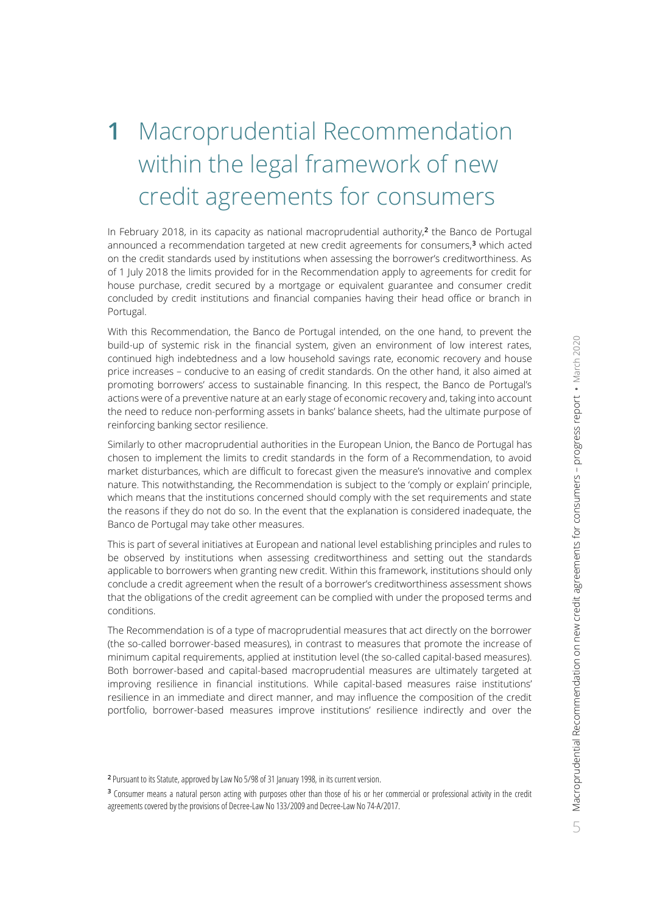# 1 Macroprudential Recommendation within the legal framework of new credit agreements for consumers

In February 2018, in its capacity as national macroprudential authority,[2] the Banco de Portugal announced a recommendation targeted at new credit agreements for consumers,[3] which acted on the credit standards used by institutions when assessing the borrower's creditworthiness. As of 1 July 2018 the limits provided for in the Recommendation apply to agreements for credit for house purchase, credit secured by a mortgage or equivalent guarantee and consumer credit concluded by credit institutions and financial companies having their head office or branch in Portugal.

With this Recommendation, the Banco de Portugal intended, on the one hand, to prevent the build-up of systemic risk in the financial system, given an environment of low interest rates, continued high indebtedness and a low household savings rate, economic recovery and house price increases – conducive to an easing of credit standards. On the other hand, it also aimed at promoting borrowers' access to sustainable financing. In this respect, the Banco de Portugal's actions were of a preventive nature at an early stage of economic recovery and, taking into account the need to reduce non-performing assets in banks' balance sheets, had the ultimate purpose of reinforcing banking sector resilience.

Similarly to other macroprudential authorities in the European Union, the Banco de Portugal has chosen to implement the limits to credit standards in the form of a Recommendation, to avoid market disturbances, which are difficult to forecast given the measure's innovative and complex nature. This notwithstanding, the Recommendation is subject to the 'comply or explain' principle, which means that the institutions concerned should comply with the set requirements and state the reasons if they do not do so. In the event that the explanation is considered inadequate, the Banco de Portugal may take other measures.

This is part of several initiatives at European and national level establishing principles and rules to be observed by institutions when assessing creditworthiness and setting out the standards applicable to borrowers when granting new credit. Within this framework, institutions should only conclude a credit agreement when the result of a borrower's creditworthiness assessment shows that the obligations of the credit agreement can be complied with under the proposed terms and conditions.

The Recommendation is of a type of macroprudential measures that act directly on the borrower (the so-called borrower-based measures), in contrast to measures that promote the increase of minimum capital requirements, applied at institution level (the so-called capital-based measures). Both borrower-based and capital-based macroprudential measures are ultimately targeted at improving resilience in financial institutions. While capital-based measures raise institutions' resilience in an immediate and direct manner, and may influence the composition of the credit portfolio, borrower-based measures improve institutions' resilience indirectly and over the

[2] Pursuant to its Statute, approved by Law No 5/98 of 31 January 1998, in its current version.

[3] Consumer means a natural person acting with purposes other than those of his or her commercial or professional activity in the credit agreements covered by the provisions of Decree-Law No 133/2009 and Decree-Law No 74-A/2017.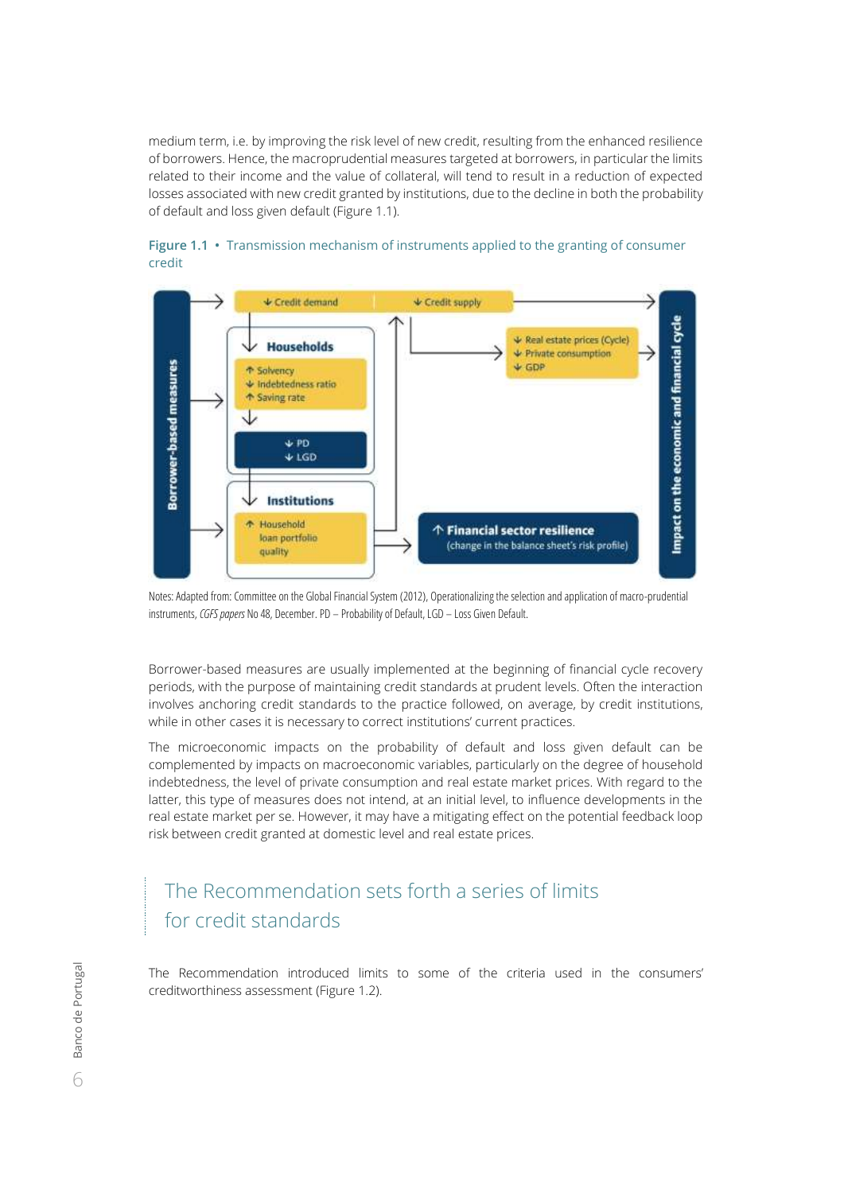medium term, i.e. by improving the risk level of new credit, resulting from the enhanced resilience of borrowers. Hence, the macroprudential measures targeted at borrowers, in particular the limits related to their income and the value of collateral, will tend to result in a reduction of expected losses associated with new credit granted by institutions, due to the decline in both the probability of default and loss given default (Figure 1.1).

Figure 1.1 • Transmission mechanism of instruments applied to the granting of consumer credit

Borrower-based measures

↓ Credit demand

↓ Credit supply

**Households**

↑ Solvency
↓ Indebtedness ratio
↑ Saving rate

↓ PD
↓ LGD

**Institutions**

↑ Household loan portfolio quality

↓ Real estate prices (Cycle)
↓ Private consumption
↓ GDP

↑ **Financial sector resilience** (change in the balance sheet's risk profile)

Impact on the economic and financial cycle

Notes: Adapted from: Committee on the Global Financial System (2012), Operationalizing the selection and application of macro-prudential instruments, *CGFS papers* No 48, December. PD – Probability of Default, LGD – Loss Given Default.

Borrower-based measures are usually implemented at the beginning of financial cycle recovery periods, with the purpose of maintaining credit standards at prudent levels. Often the interaction involves anchoring credit standards to the practice followed, on average, by credit institutions, while in other cases it is necessary to correct institutions' current practices.

The microeconomic impacts on the probability of default and loss given default can be complemented by impacts on macroeconomic variables, particularly on the degree of household indebtedness, the level of private consumption and real estate market prices. With regard to the latter, this type of measures does not intend, at an initial level, to influence developments in the real estate market per se. However, it may have a mitigating effect on the potential feedback loop risk between credit granted at domestic level and real estate prices.

## The Recommendation sets forth a series of limits for credit standards

The Recommendation introduced limits to some of the criteria used in the consumers' creditworthiness assessment (Figure 1.2).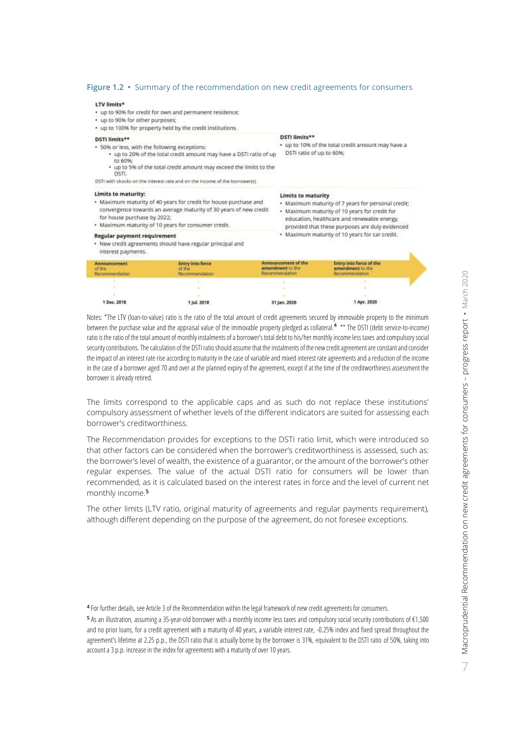**Figure 1.2** • Summary of the recommendation on new credit agreements for consumers

**LTV limits***

- up to 90% for credit for own and permanent residence;
- up to 90% for other purposes;
- up to 100% for property held by the credit institutions.

**DSTI limits****

- 50% or less, with the following exceptions:
  - up to 20% of the total credit amount may have a DSTI ratio of up to 60%;
  - up to 5% of the total credit amount may exceed the limits to the DSTI.

DSTI with shocks on the interest rate and on the income of the borrower(s)

**DSTI limits****

- up to 10% of the total credit amount may have a DSTI ratio of up to 60%;

**Limits to maturity:**

- Maximum maturity of 40 years for credit for house purchase and convergence towards an average maturity of 30 years of new credit for house purchase by 2022;
- Maximum maturity of 10 years for consumer credit.

**Limits to maturity**

- Maximum maturity of 7 years for personal credit;
- Maximum maturity of 10 years for credit for education, healthcare and renewable energy, provided that these purposes are duly evidenced
- Maximum maturity of 10 years for car credit.

**Regular payment requirement**

- New credit agreements should have regular principal and interest payments.

| Announcement of the Recommendation | Entry into force of the Recommendation | Announcement of the amendment to the Recommendation | Entry into force of the amendment to the Recommendation |
|---|---|---|---|
| 1 Dec. 2018 | 1 Jul. 2018 | 31 Jan. 2020 | 1 Apr. 2020 |

Notes: *The LTV (loan-to-value) ratio is the ratio of the total amount of credit agreements secured by immovable property to the minimum between the purchase value and the appraisal value of the immovable property pledged as collateral.[4] ** The DSTI (debt service-to-income) ratio is the ratio of the total amount of monthly instalments of a borrower's total debt to his/her monthly income less taxes and compulsory social security contributions. The calculation of the DSTI ratio should assume that the instalments of the new credit agreement are constant and consider the impact of an interest rate rise according to maturity in the case of variable and mixed interest rate agreements and a reduction of the income in the case of a borrower aged 70 and over at the planned expiry of the agreement, except if at the time of the creditworthiness assessment the borrower is already retired.

The limits correspond to the applicable caps and as such do not replace these institutions' compulsory assessment of whether levels of the different indicators are suited for assessing each borrower's creditworthiness.

The Recommendation provides for exceptions to the DSTI ratio limit, which were introduced so that other factors can be considered when the borrower's creditworthiness is assessed, such as: the borrower's level of wealth, the existence of a guarantor, or the amount of the borrower's other regular expenses. The value of the actual DSTI ratio for consumers will be lower than recommended, as it is calculated based on the interest rates in force and the level of current net monthly income.[5]

The other limits (LTV ratio, original maturity of agreements and regular payments requirement), although different depending on the purpose of the agreement, do not foresee exceptions.

[4] For further details, see Article 3 of the Recommendation within the legal framework of new credit agreements for consumers.

[5] As an illustration, assuming a 35-year-old borrower with a monthly income less taxes and compulsory social security contributions of €1,500 and no prior loans, for a credit agreement with a maturity of 40 years, a variable interest rate, -0.25% index and fixed spread throughout the agreement's lifetime at 2.25 p.p., the DSTI ratio that is actually borne by the borrower is 31%, equivalent to the DSTI ratio of 50%, taking into account a 3 p.p. increase in the index for agreements with a maturity of over 10 years.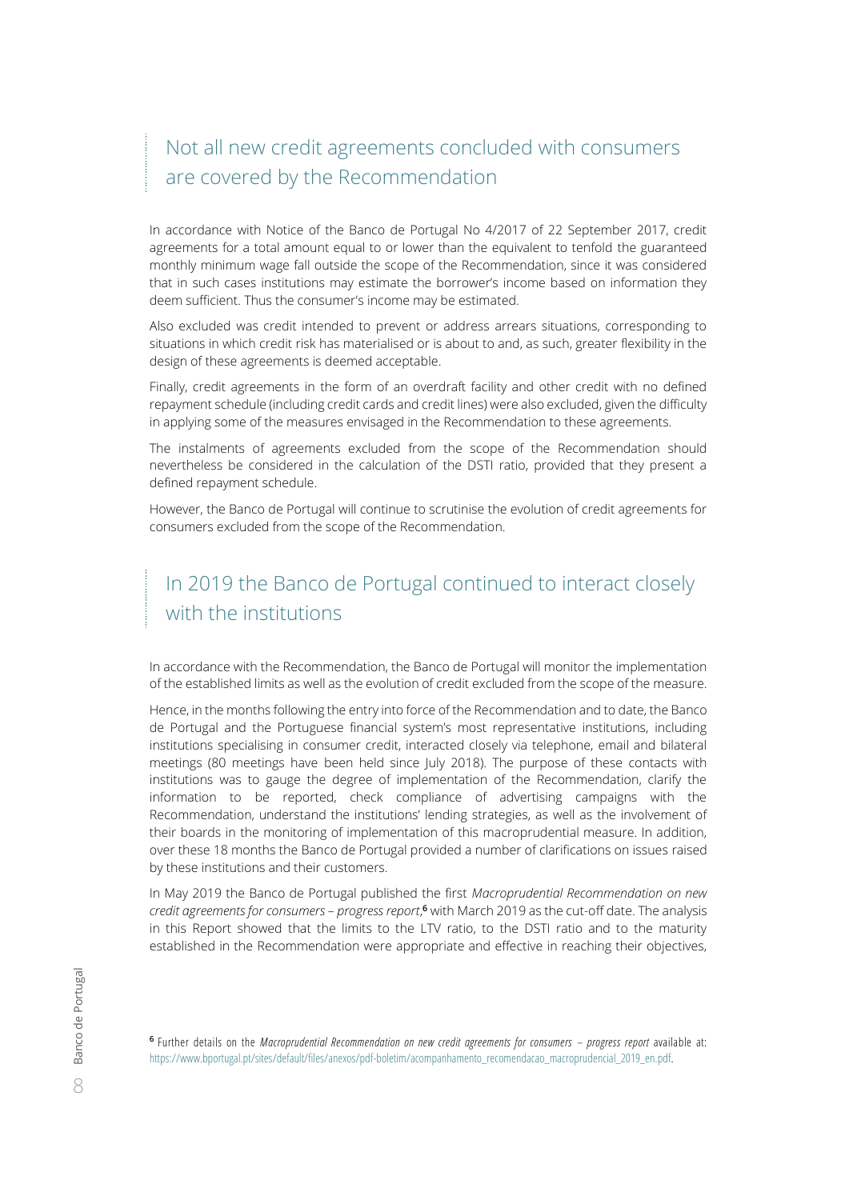## Not all new credit agreements concluded with consumers are covered by the Recommendation

In accordance with Notice of the Banco de Portugal No 4/2017 of 22 September 2017, credit agreements for a total amount equal to or lower than the equivalent to tenfold the guaranteed monthly minimum wage fall outside the scope of the Recommendation, since it was considered that in such cases institutions may estimate the borrower's income based on information they deem sufficient. Thus the consumer's income may be estimated.

Also excluded was credit intended to prevent or address arrears situations, corresponding to situations in which credit risk has materialised or is about to and, as such, greater flexibility in the design of these agreements is deemed acceptable.

Finally, credit agreements in the form of an overdraft facility and other credit with no defined repayment schedule (including credit cards and credit lines) were also excluded, given the difficulty in applying some of the measures envisaged in the Recommendation to these agreements.

The instalments of agreements excluded from the scope of the Recommendation should nevertheless be considered in the calculation of the DSTI ratio, provided that they present a defined repayment schedule.

However, the Banco de Portugal will continue to scrutinise the evolution of credit agreements for consumers excluded from the scope of the Recommendation.

## In 2019 the Banco de Portugal continued to interact closely with the institutions

In accordance with the Recommendation, the Banco de Portugal will monitor the implementation of the established limits as well as the evolution of credit excluded from the scope of the measure.

Hence, in the months following the entry into force of the Recommendation and to date, the Banco de Portugal and the Portuguese financial system's most representative institutions, including institutions specialising in consumer credit, interacted closely via telephone, email and bilateral meetings (80 meetings have been held since July 2018). The purpose of these contacts with institutions was to gauge the degree of implementation of the Recommendation, clarify the information to be reported, check compliance of advertising campaigns with the Recommendation, understand the institutions' lending strategies, as well as the involvement of their boards in the monitoring of implementation of this macroprudential measure. In addition, over these 18 months the Banco de Portugal provided a number of clarifications on issues raised by these institutions and their customers.

In May 2019 the Banco de Portugal published the first *Macroprudential Recommendation on new credit agreements for consumers – progress report*,[6] with March 2019 as the cut-off date. The analysis in this Report showed that the limits to the LTV ratio, to the DSTI ratio and to the maturity established in the Recommendation were appropriate and effective in reaching their objectives,

[6] Further details on the *Macroprudential Recommendation on new credit agreements for consumers – progress report* available at: https://www.bportugal.pt/sites/default/files/anexos/pdf-boletim/acompanhamento_recomendacao_macroprudencial_2019_en.pdf.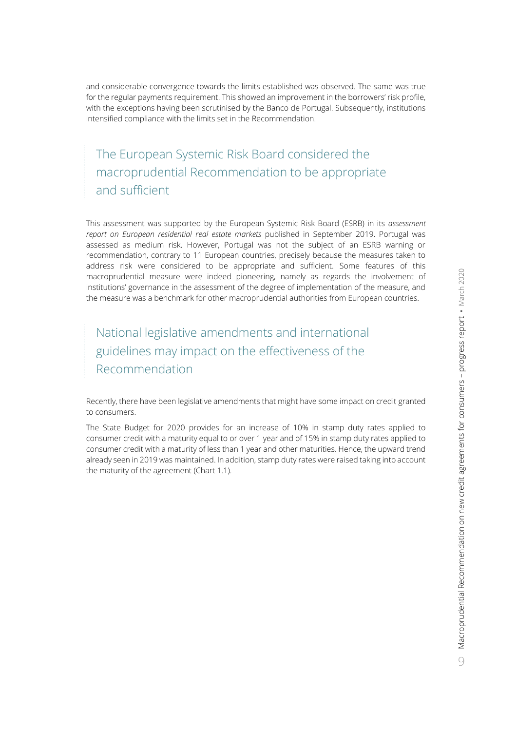and considerable convergence towards the limits established was observed. The same was true for the regular payments requirement. This showed an improvement in the borrowers' risk profile, with the exceptions having been scrutinised by the Banco de Portugal. Subsequently, institutions intensified compliance with the limits set in the Recommendation.

## The European Systemic Risk Board considered the macroprudential Recommendation to be appropriate and sufficient

This assessment was supported by the European Systemic Risk Board (ESRB) in its *assessment report on European residential real estate markets* published in September 2019. Portugal was assessed as medium risk. However, Portugal was not the subject of an ESRB warning or recommendation, contrary to 11 European countries, precisely because the measures taken to address risk were considered to be appropriate and sufficient. Some features of this macroprudential measure were indeed pioneering, namely as regards the involvement of institutions' governance in the assessment of the degree of implementation of the measure, and the measure was a benchmark for other macroprudential authorities from European countries.

## National legislative amendments and international guidelines may impact on the effectiveness of the Recommendation

Recently, there have been legislative amendments that might have some impact on credit granted to consumers.

The State Budget for 2020 provides for an increase of 10% in stamp duty rates applied to consumer credit with a maturity equal to or over 1 year and of 15% in stamp duty rates applied to consumer credit with a maturity of less than 1 year and other maturities. Hence, the upward trend already seen in 2019 was maintained. In addition, stamp duty rates were raised taking into account the maturity of the agreement (Chart 1.1).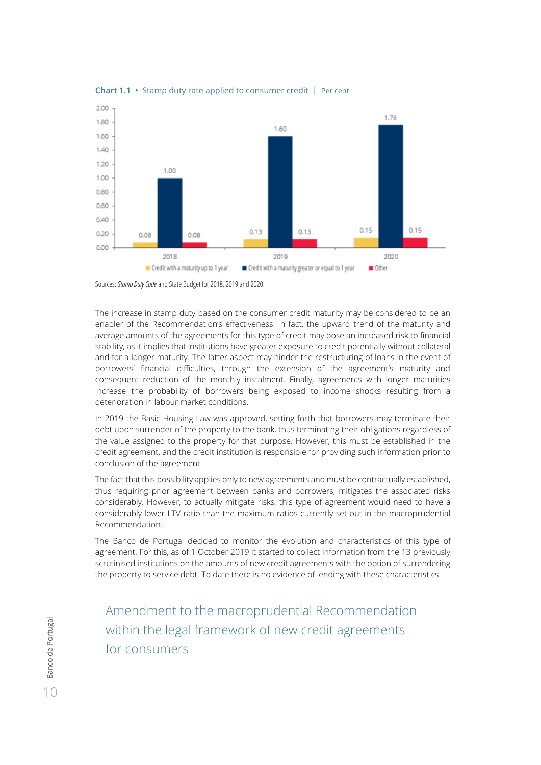**Chart 1.1** • Stamp duty rate applied to consumer credit | Per cent

| | Credit with a maturity up to 1 year | Credit with a maturity greater or equal to 1 year | Other |
|---|---|---|---|
| 2018 | 0.08 | 1.00 | 0.08 |
| 2019 | 0.13 | 1.60 | 0.13 |
| 2020 | 0.15 | 1.76 | 0.15 |

Sources: *Stamp Duty Code* and State Budget for 2018, 2019 and 2020.

The increase in stamp duty based on the consumer credit maturity may be considered to be an enabler of the Recommendation's effectiveness. In fact, the upward trend of the maturity and average amounts of the agreements for this type of credit may pose an increased risk to financial stability, as it implies that institutions have greater exposure to credit potentially without collateral and for a longer maturity. The latter aspect may hinder the restructuring of loans in the event of borrowers' financial difficulties, through the extension of the agreement's maturity and consequent reduction of the monthly instalment. Finally, agreements with longer maturities increase the probability of borrowers being exposed to income shocks resulting from a deterioration in labour market conditions.

In 2019 the Basic Housing Law was approved, setting forth that borrowers may terminate their debt upon surrender of the property to the bank, thus terminating their obligations regardless of the value assigned to the property for that purpose. However, this must be established in the credit agreement, and the credit institution is responsible for providing such information prior to conclusion of the agreement.

The fact that this possibility applies only to new agreements and must be contractually established, thus requiring prior agreement between banks and borrowers, mitigates the associated risks considerably. However, to actually mitigate risks, this type of agreement would need to have a considerably lower LTV ratio than the maximum ratios currently set out in the macroprudential Recommendation.

The Banco de Portugal decided to monitor the evolution and characteristics of this type of agreement. For this, as of 1 October 2019 it started to collect information from the 13 previously scrutinised institutions on the amounts of new credit agreements with the option of surrendering the property to service debt. To date there is no evidence of lending with these characteristics.

## Amendment to the macroprudential Recommendation within the legal framework of new credit agreements for consumers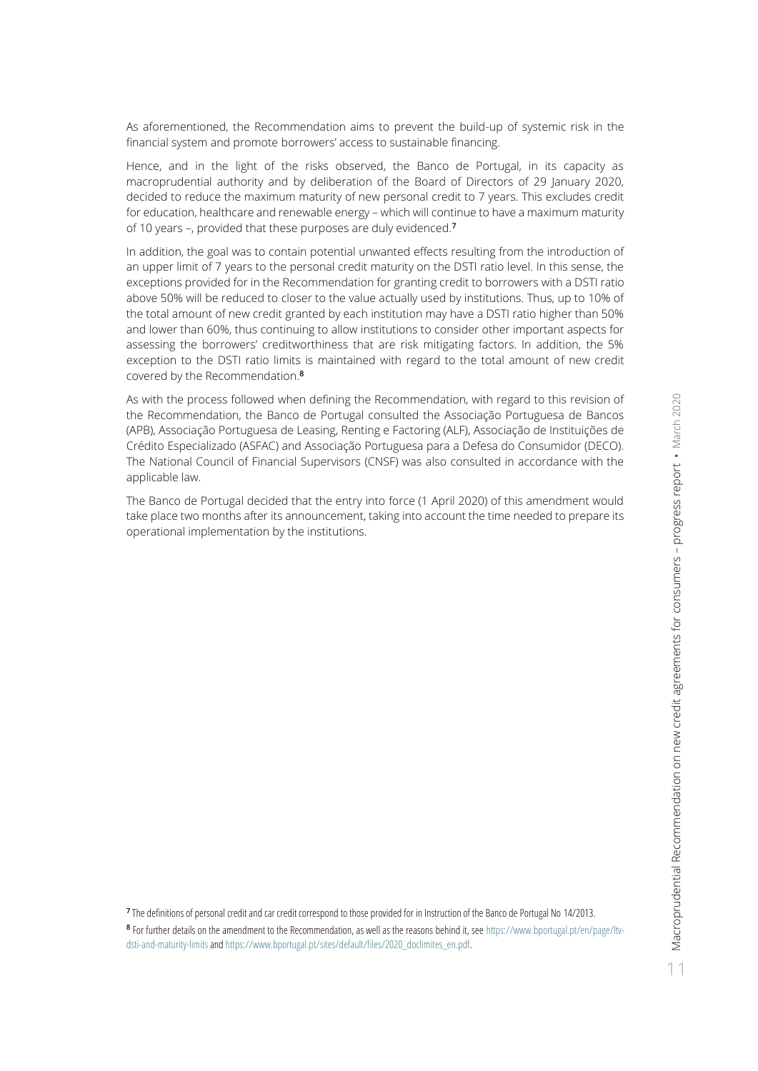As aforementioned, the Recommendation aims to prevent the build-up of systemic risk in the financial system and promote borrowers' access to sustainable financing.

Hence, and in the light of the risks observed, the Banco de Portugal, in its capacity as macroprudential authority and by deliberation of the Board of Directors of 29 January 2020, decided to reduce the maximum maturity of new personal credit to 7 years. This excludes credit for education, healthcare and renewable energy – which will continue to have a maximum maturity of 10 years –, provided that these purposes are duly evidenced.[7]

In addition, the goal was to contain potential unwanted effects resulting from the introduction of an upper limit of 7 years to the personal credit maturity on the DSTI ratio level. In this sense, the exceptions provided for in the Recommendation for granting credit to borrowers with a DSTI ratio above 50% will be reduced to closer to the value actually used by institutions. Thus, up to 10% of the total amount of new credit granted by each institution may have a DSTI ratio higher than 50% and lower than 60%, thus continuing to allow institutions to consider other important aspects for assessing the borrowers' creditworthiness that are risk mitigating factors. In addition, the 5% exception to the DSTI ratio limits is maintained with regard to the total amount of new credit covered by the Recommendation.[8]

As with the process followed when defining the Recommendation, with regard to this revision of the Recommendation, the Banco de Portugal consulted the Associação Portuguesa de Bancos (APB), Associação Portuguesa de Leasing, Renting e Factoring (ALF), Associação de Instituições de Crédito Especializado (ASFAC) and Associação Portuguesa para a Defesa do Consumidor (DECO). The National Council of Financial Supervisors (CNSF) was also consulted in accordance with the applicable law.

The Banco de Portugal decided that the entry into force (1 April 2020) of this amendment would take place two months after its announcement, taking into account the time needed to prepare its operational implementation by the institutions.

[7] The definitions of personal credit and car credit correspond to those provided for in Instruction of the Banco de Portugal No 14/2013.

[8] For further details on the amendment to the Recommendation, as well as the reasons behind it, see https://www.bportugal.pt/en/page/ltv-dsti-and-maturity-limits and https://www.bportugal.pt/sites/default/files/2020_doclimites_en.pdf.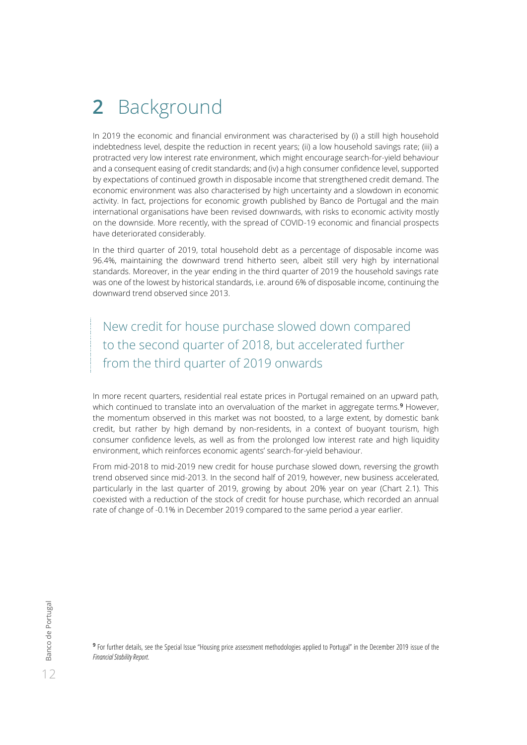# 2 Background

In 2019 the economic and financial environment was characterised by (i) a still high household indebtedness level, despite the reduction in recent years; (ii) a low household savings rate; (iii) a protracted very low interest rate environment, which might encourage search-for-yield behaviour and a consequent easing of credit standards; and (iv) a high consumer confidence level, supported by expectations of continued growth in disposable income that strengthened credit demand. The economic environment was also characterised by high uncertainty and a slowdown in economic activity. In fact, projections for economic growth published by Banco de Portugal and the main international organisations have been revised downwards, with risks to economic activity mostly on the downside. More recently, with the spread of COVID-19 economic and financial prospects have deteriorated considerably.

In the third quarter of 2019, total household debt as a percentage of disposable income was 96.4%, maintaining the downward trend hitherto seen, albeit still very high by international standards. Moreover, in the year ending in the third quarter of 2019 the household savings rate was one of the lowest by historical standards, i.e. around 6% of disposable income, continuing the downward trend observed since 2013.

> New credit for house purchase slowed down compared to the second quarter of 2018, but accelerated further from the third quarter of 2019 onwards

In more recent quarters, residential real estate prices in Portugal remained on an upward path, which continued to translate into an overvaluation of the market in aggregate terms.[9] However, the momentum observed in this market was not boosted, to a large extent, by domestic bank credit, but rather by high demand by non-residents, in a context of buoyant tourism, high consumer confidence levels, as well as from the prolonged low interest rate and high liquidity environment, which reinforces economic agents' search-for-yield behaviour.

From mid-2018 to mid-2019 new credit for house purchase slowed down, reversing the growth trend observed since mid-2013. In the second half of 2019, however, new business accelerated, particularly in the last quarter of 2019, growing by about 20% year on year (Chart 2.1). This coexisted with a reduction of the stock of credit for house purchase, which recorded an annual rate of change of -0.1% in December 2019 compared to the same period a year earlier.

[9] For further details, see the Special Issue "Housing price assessment methodologies applied to Portugal" in the December 2019 issue of the *Financial Stability Report*.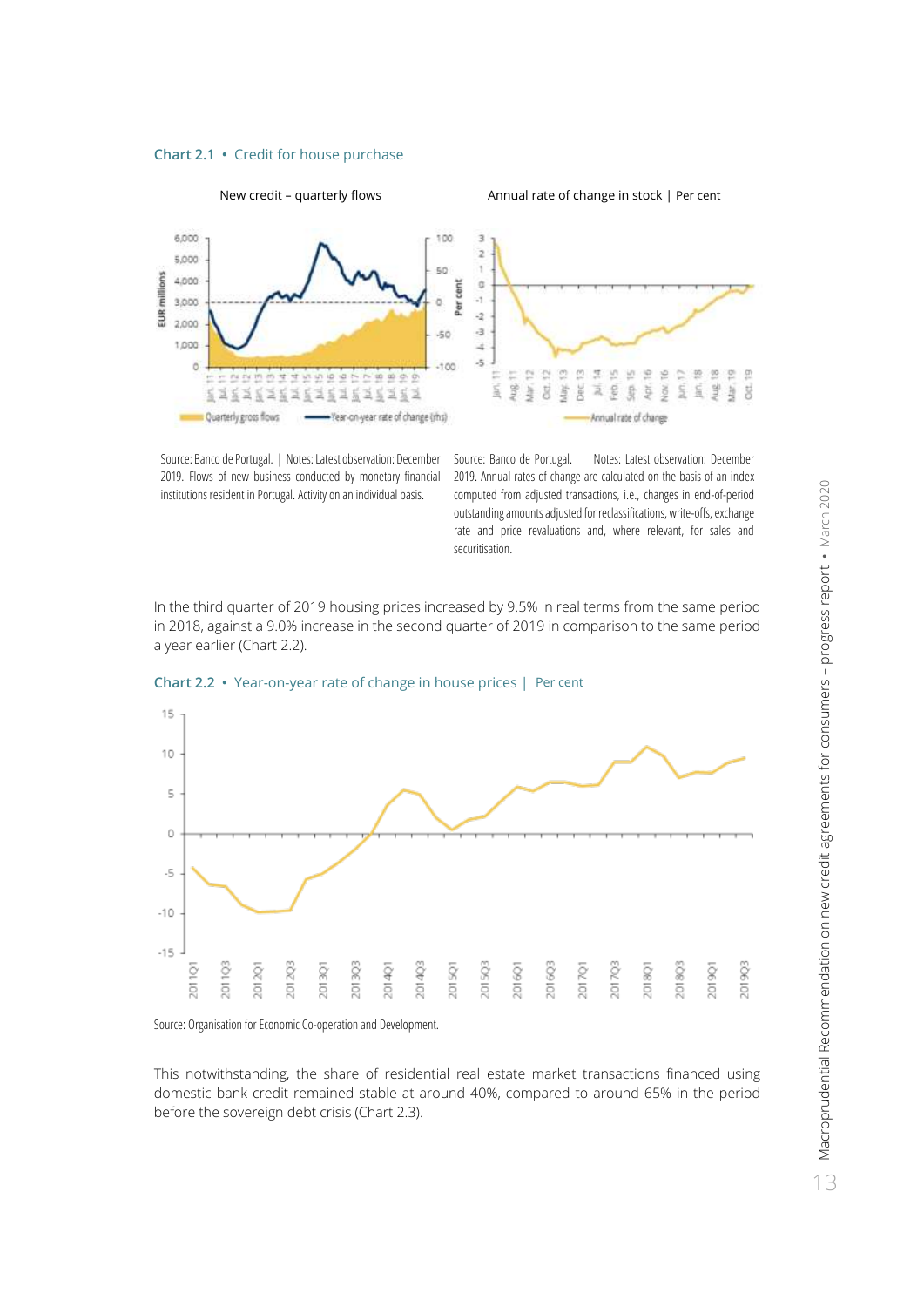**Chart 2.1** • Credit for house purchase

New credit – quarterly flows

Annual rate of change in stock | Per cent

Source: Banco de Portugal. | Notes: Latest observation: December 2019. Flows of new business conducted by monetary financial institutions resident in Portugal. Activity on an individual basis.

Source: Banco de Portugal. | Notes: Latest observation: December 2019. Annual rates of change are calculated on the basis of an index computed from adjusted transactions, i.e., changes in end-of-period outstanding amounts adjusted for reclassifications, write-offs, exchange rate and price revaluations and, where relevant, for sales and securitisation.

In the third quarter of 2019 housing prices increased by 9.5% in real terms from the same period in 2018, against a 9.0% increase in the second quarter of 2019 in comparison to the same period a year earlier (Chart 2.2).

**Chart 2.2** • Year-on-year rate of change in house prices | Per cent

Source: Organisation for Economic Co-operation and Development.

This notwithstanding, the share of residential real estate market transactions financed using domestic bank credit remained stable at around 40%, compared to around 65% in the period before the sovereign debt crisis (Chart 2.3).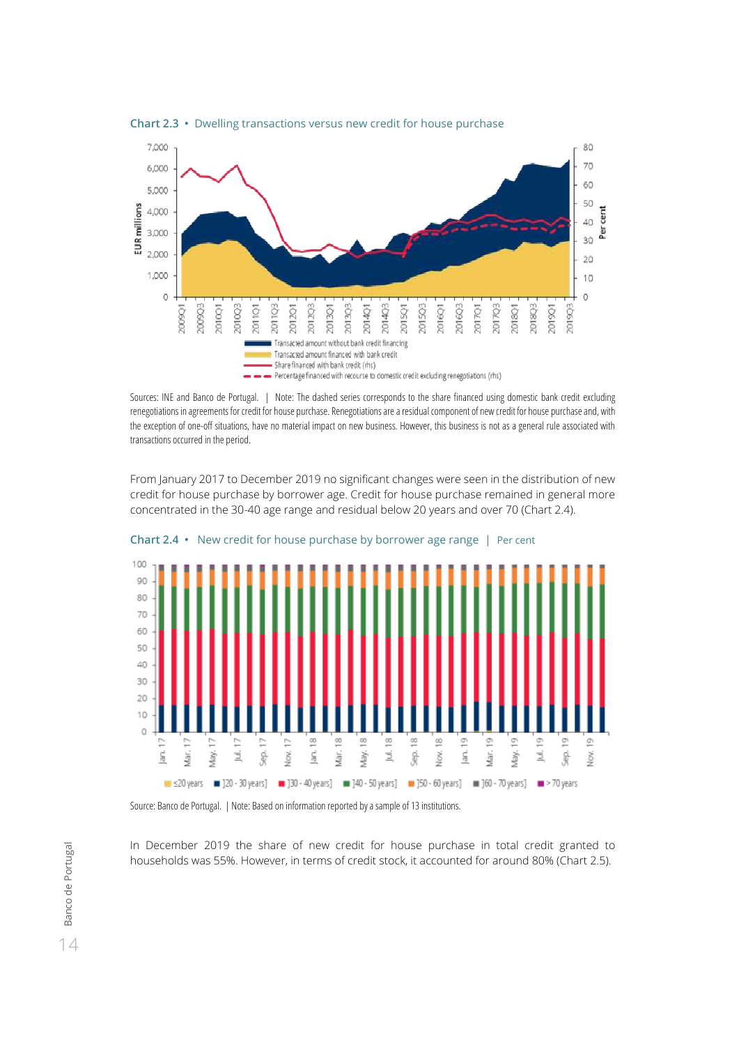**Chart 2.3 • Dwelling transactions versus new credit for house purchase**

Sources: INE and Banco de Portugal. | Note: The dashed series corresponds to the share financed using domestic bank credit excluding renegotiations in agreements for credit for house purchase. Renegotiations are a residual component of new credit for house purchase and, with the exception of one-off situations, have no material impact on new business. However, this business is not as a general rule associated with transactions occurred in the period.

From January 2017 to December 2019 no significant changes were seen in the distribution of new credit for house purchase by borrower age. Credit for house purchase remained in general more concentrated in the 30-40 age range and residual below 20 years and over 70 (Chart 2.4).

**Chart 2.4 • New credit for house purchase by borrower age range | Per cent**

Source: Banco de Portugal. | Note: Based on information reported by a sample of 13 institutions.

In December 2019 the share of new credit for house purchase in total credit granted to households was 55%. However, in terms of credit stock, it accounted for around 80% (Chart 2.5).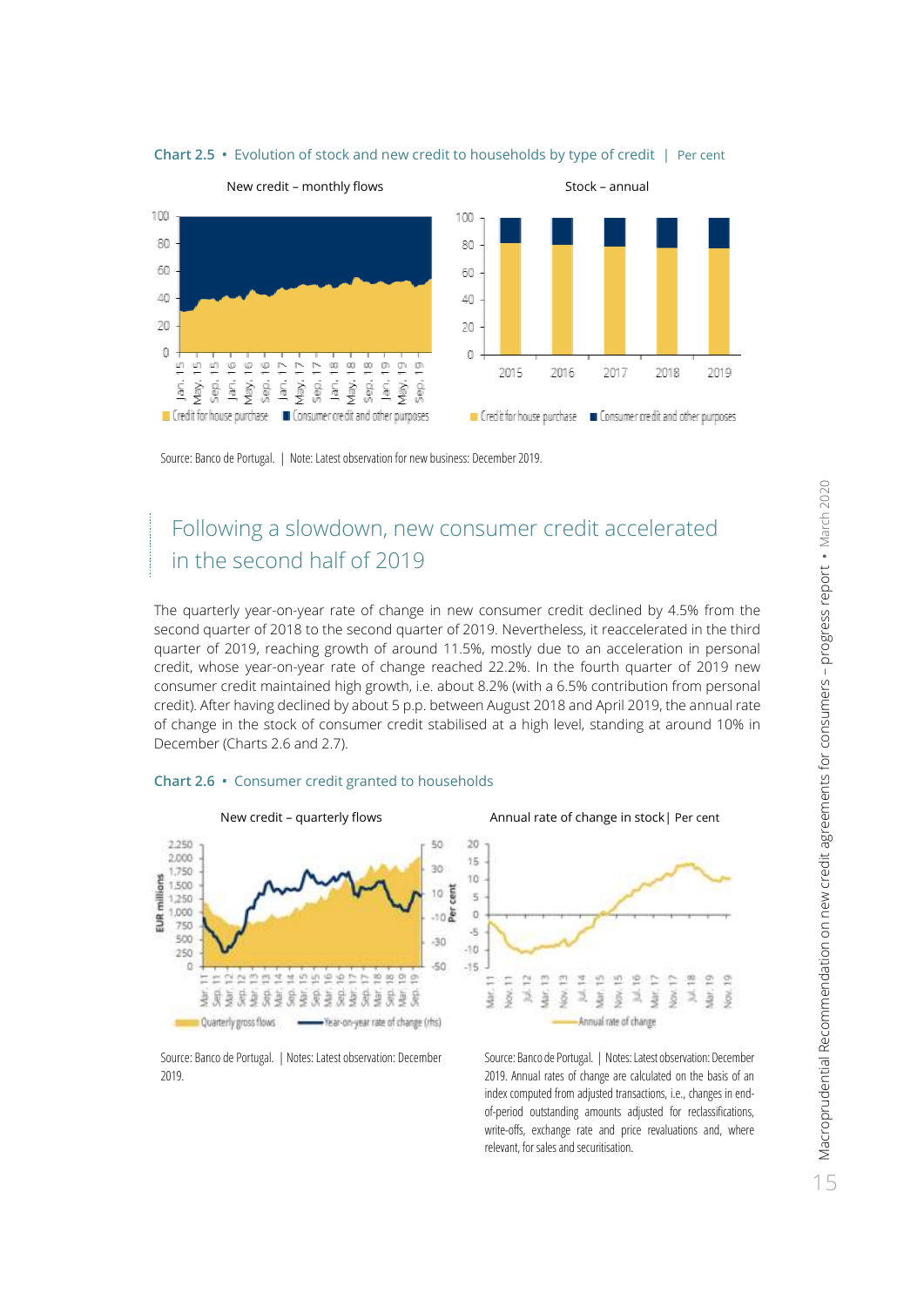**Chart 2.5** • Evolution of stock and new credit to households by type of credit | Per cent

New credit – monthly flows

Stock – annual

Credit for house purchase ■ Consumer credit and other purposes

Source: Banco de Portugal. | Note: Latest observation for new business: December 2019.

## Following a slowdown, new consumer credit accelerated in the second half of 2019

The quarterly year-on-year rate of change in new consumer credit declined by 4.5% from the second quarter of 2018 to the second quarter of 2019. Nevertheless, it reaccelerated in the third quarter of 2019, reaching growth of around 11.5%, mostly due to an acceleration in personal credit, whose year-on-year rate of change reached 22.2%. In the fourth quarter of 2019 new consumer credit maintained high growth, i.e. about 8.2% (with a 6.5% contribution from personal credit). After having declined by about 5 p.p. between August 2018 and April 2019, the annual rate of change in the stock of consumer credit stabilised at a high level, standing at around 10% in December (Charts 2.6 and 2.7).

**Chart 2.6** • Consumer credit granted to households

New credit – quarterly flows

Quarterly gross flows — Year-on-year rate of change (rhs)

Source: Banco de Portugal. | Notes: Latest observation: December 2019.

Annual rate of change in stock | Per cent

— Annual rate of change

Source: Banco de Portugal. | Notes: Latest observation: December 2019. Annual rates of change are calculated on the basis of an index computed from adjusted transactions, i.e., changes in end-of-period outstanding amounts adjusted for reclassifications, write-offs, exchange rate and price revaluations and, where relevant, for sales and securitisation.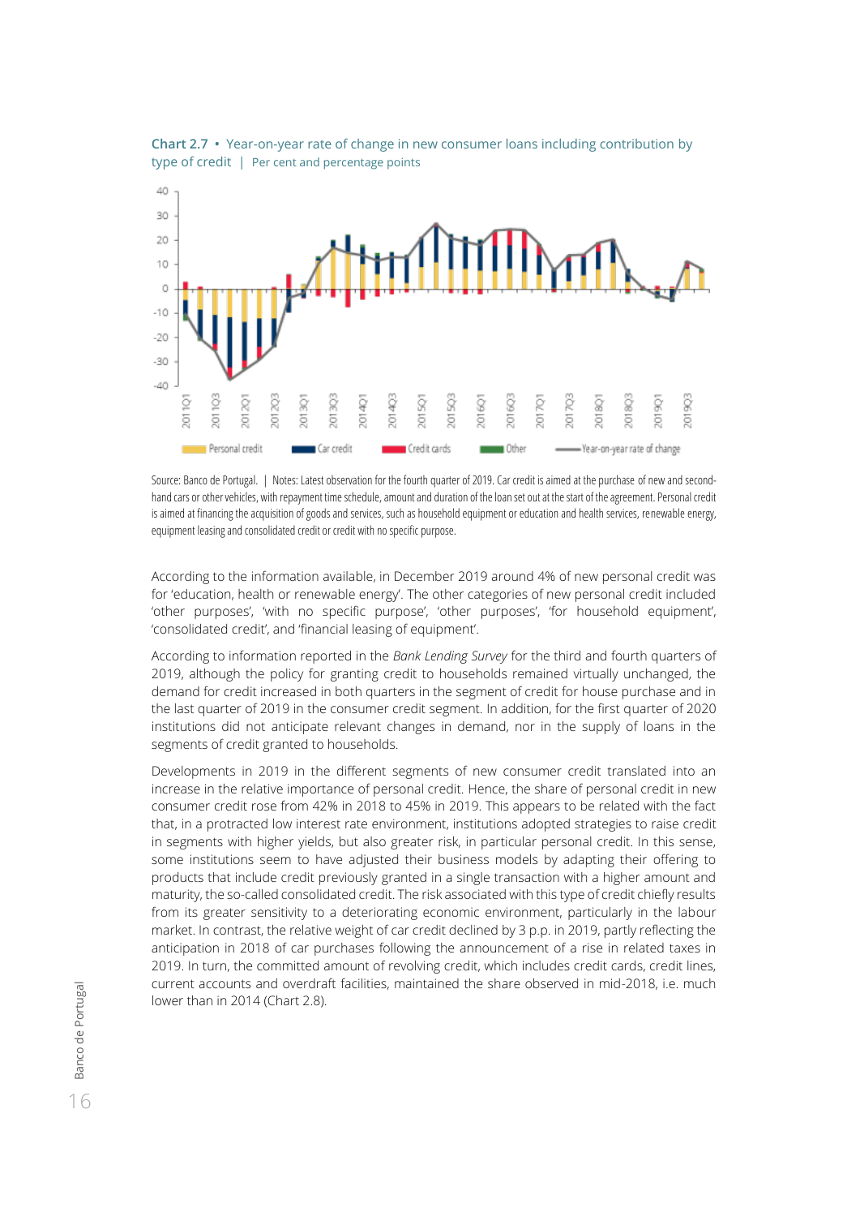**Chart 2.7** • Year-on-year rate of change in new consumer loans including contribution by type of credit | Per cent and percentage points

Source: Banco de Portugal. | Notes: Latest observation for the fourth quarter of 2019. Car credit is aimed at the purchase of new and second-hand cars or other vehicles, with repayment time schedule, amount and duration of the loan set out at the start of the agreement. Personal credit is aimed at financing the acquisition of goods and services, such as household equipment or education and health services, renewable energy, equipment leasing and consolidated credit or credit with no specific purpose.

According to the information available, in December 2019 around 4% of new personal credit was for 'education, health or renewable energy'. The other categories of new personal credit included 'other purposes', 'with no specific purpose', 'other purposes', 'for household equipment', 'consolidated credit', and 'financial leasing of equipment'.

According to information reported in the *Bank Lending Survey* for the third and fourth quarters of 2019, although the policy for granting credit to households remained virtually unchanged, the demand for credit increased in both quarters in the segment of credit for house purchase and in the last quarter of 2019 in the consumer credit segment. In addition, for the first quarter of 2020 institutions did not anticipate relevant changes in demand, nor in the supply of loans in the segments of credit granted to households.

Developments in 2019 in the different segments of new consumer credit translated into an increase in the relative importance of personal credit. Hence, the share of personal credit in new consumer credit rose from 42% in 2018 to 45% in 2019. This appears to be related with the fact that, in a protracted low interest rate environment, institutions adopted strategies to raise credit in segments with higher yields, but also greater risk, in particular personal credit. In this sense, some institutions seem to have adjusted their business models by adapting their offering to products that include credit previously granted in a single transaction with a higher amount and maturity, the so-called consolidated credit. The risk associated with this type of credit chiefly results from its greater sensitivity to a deteriorating economic environment, particularly in the labour market. In contrast, the relative weight of car credit declined by 3 p.p. in 2019, partly reflecting the anticipation in 2018 of car purchases following the announcement of a rise in related taxes in 2019. In turn, the committed amount of revolving credit, which includes credit cards, credit lines, current accounts and overdraft facilities, maintained the share observed in mid-2018, i.e. much lower than in 2014 (Chart 2.8).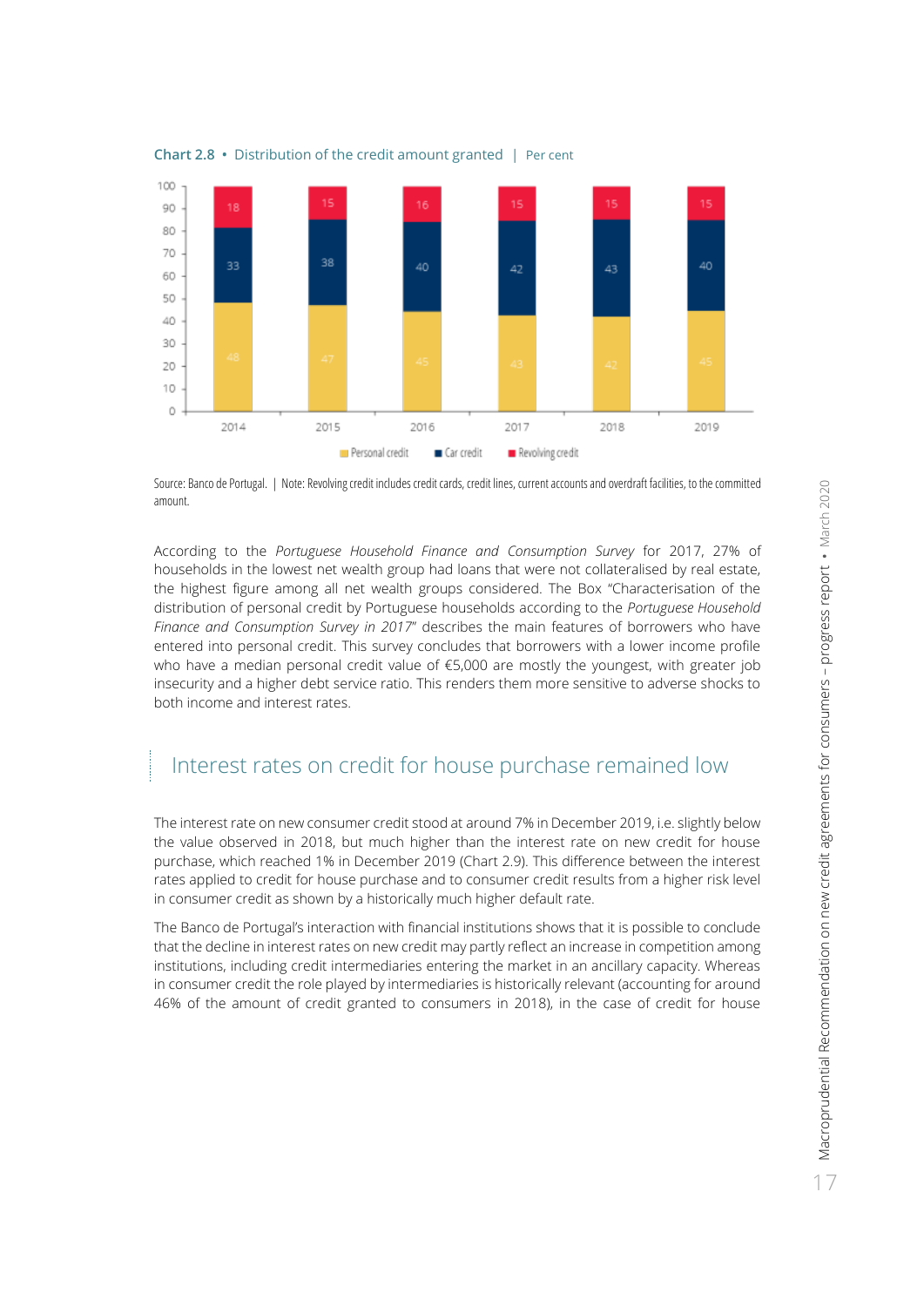**Chart 2.8** • Distribution of the credit amount granted | Per cent

| | Personal credit | Car credit | Revolving credit |
|---|---|---|---|
| 2014 | 48 | 33 | 18 |
| 2015 | 47 | 38 | 15 |
| 2016 | 45 | 40 | 16 |
| 2017 | 43 | 42 | 15 |
| 2018 | 42 | 43 | 15 |
| 2019 | 45 | 40 | 15 |

Source: Banco de Portugal. | Note: Revolving credit includes credit cards, credit lines, current accounts and overdraft facilities, to the committed amount.

According to the *Portuguese Household Finance and Consumption Survey* for 2017, 27% of households in the lowest net wealth group had loans that were not collateralised by real estate, the highest figure among all net wealth groups considered. The Box "Characterisation of the distribution of personal credit by Portuguese households according to the *Portuguese Household Finance and Consumption Survey in 2017*" describes the main features of borrowers who have entered into personal credit. This survey concludes that borrowers with a lower income profile who have a median personal credit value of €5,000 are mostly the youngest, with greater job insecurity and a higher debt service ratio. This renders them more sensitive to adverse shocks to both income and interest rates.

## Interest rates on credit for house purchase remained low

The interest rate on new consumer credit stood at around 7% in December 2019, i.e. slightly below the value observed in 2018, but much higher than the interest rate on new credit for house purchase, which reached 1% in December 2019 (Chart 2.9). This difference between the interest rates applied to credit for house purchase and to consumer credit results from a higher risk level in consumer credit as shown by a historically much higher default rate.

The Banco de Portugal's interaction with financial institutions shows that it is possible to conclude that the decline in interest rates on new credit may partly reflect an increase in competition among institutions, including credit intermediaries entering the market in an ancillary capacity. Whereas in consumer credit the role played by intermediaries is historically relevant (accounting for around 46% of the amount of credit granted to consumers in 2018), in the case of credit for house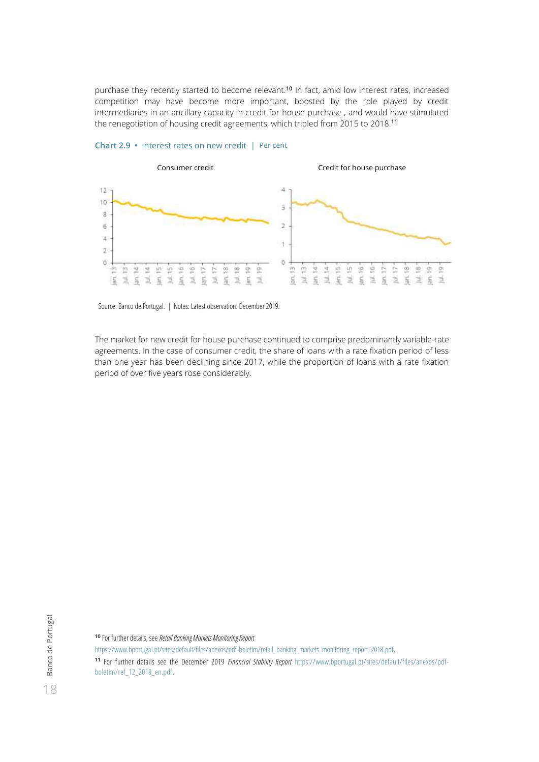purchase they recently started to become relevant.[10] In fact, amid low interest rates, increased competition may have become more important, boosted by the role played by credit intermediaries in an ancillary capacity in credit for house purchase , and would have stimulated the renegotiation of housing credit agreements, which tripled from 2015 to 2018.[11]

**Chart 2.9** • Interest rates on new credit | Per cent

Source: Banco de Portugal. | Notes: Latest observation: December 2019.

The market for new credit for house purchase continued to comprise predominantly variable-rate agreements. In the case of consumer credit, the share of loans with a rate fixation period of less than one year has been declining since 2017, while the proportion of loans with a rate fixation period of over five years rose considerably.

[10] For further details, see *Retail Banking Markets Monitoring Report* https://www.bportugal.pt/sites/default/files/anexos/pdf-boletim/retail_banking_markets_monitoring_report_2018.pdf.

[11] For further details see the December 2019 *Financial Stability Report* https://www.bportugal.pt/sites/default/files/anexos/pdf-boletim/ref_12_2019_en.pdf.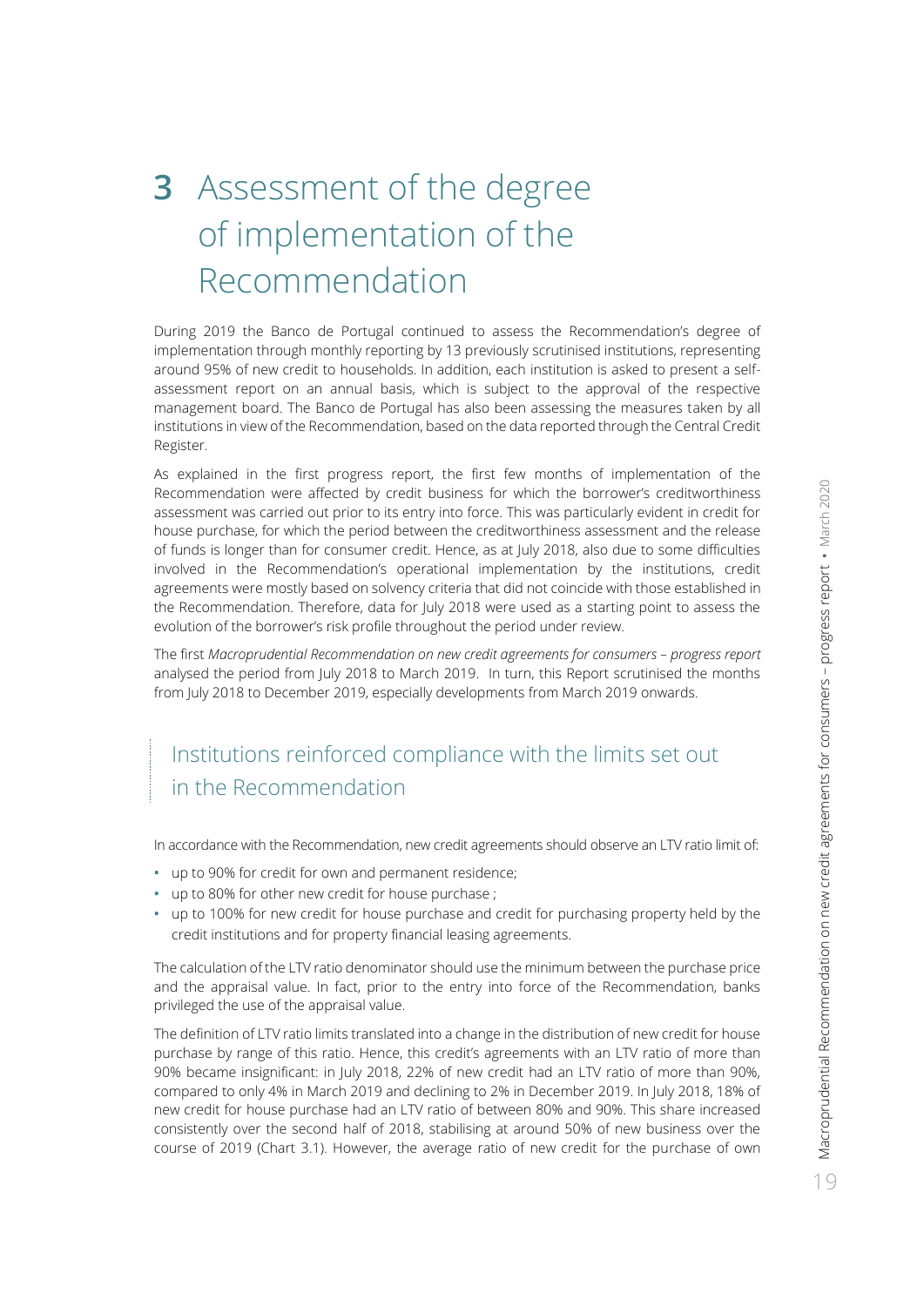# 3 Assessment of the degree of implementation of the Recommendation

During 2019 the Banco de Portugal continued to assess the Recommendation's degree of implementation through monthly reporting by 13 previously scrutinised institutions, representing around 95% of new credit to households. In addition, each institution is asked to present a self-assessment report on an annual basis, which is subject to the approval of the respective management board. The Banco de Portugal has also been assessing the measures taken by all institutions in view of the Recommendation, based on the data reported through the Central Credit Register.

As explained in the first progress report, the first few months of implementation of the Recommendation were affected by credit business for which the borrower's creditworthiness assessment was carried out prior to its entry into force. This was particularly evident in credit for house purchase, for which the period between the creditworthiness assessment and the release of funds is longer than for consumer credit. Hence, as at July 2018, also due to some difficulties involved in the Recommendation's operational implementation by the institutions, credit agreements were mostly based on solvency criteria that did not coincide with those established in the Recommendation. Therefore, data for July 2018 were used as a starting point to assess the evolution of the borrower's risk profile throughout the period under review.

The first *Macroprudential Recommendation on new credit agreements for consumers – progress report* analysed the period from July 2018 to March 2019. In turn, this Report scrutinised the months from July 2018 to December 2019, especially developments from March 2019 onwards.

## Institutions reinforced compliance with the limits set out in the Recommendation

In accordance with the Recommendation, new credit agreements should observe an LTV ratio limit of:

- up to 90% for credit for own and permanent residence;
- up to 80% for other new credit for house purchase ;
- up to 100% for new credit for house purchase and credit for purchasing property held by the credit institutions and for property financial leasing agreements.

The calculation of the LTV ratio denominator should use the minimum between the purchase price and the appraisal value. In fact, prior to the entry into force of the Recommendation, banks privileged the use of the appraisal value.

The definition of LTV ratio limits translated into a change in the distribution of new credit for house purchase by range of this ratio. Hence, this credit's agreements with an LTV ratio of more than 90% became insignificant: in July 2018, 22% of new credit had an LTV ratio of more than 90%, compared to only 4% in March 2019 and declining to 2% in December 2019. In July 2018, 18% of new credit for house purchase had an LTV ratio of between 80% and 90%. This share increased consistently over the second half of 2018, stabilising at around 50% of new business over the course of 2019 (Chart 3.1). However, the average ratio of new credit for the purchase of own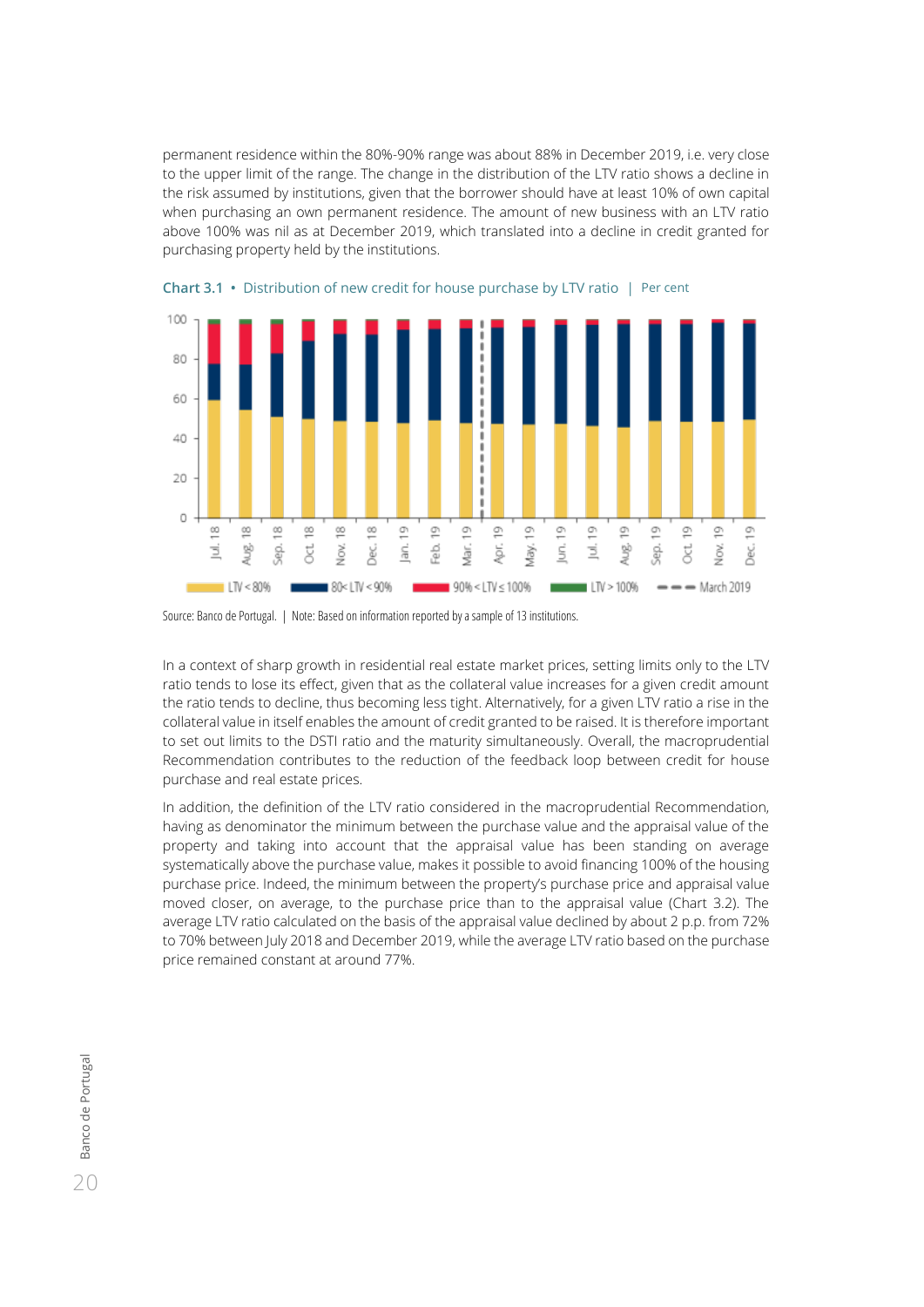permanent residence within the 80%-90% range was about 88% in December 2019, i.e. very close to the upper limit of the range. The change in the distribution of the LTV ratio shows a decline in the risk assumed by institutions, given that the borrower should have at least 10% of own capital when purchasing an own permanent residence. The amount of new business with an LTV ratio above 100% was nil as at December 2019, which translated into a decline in credit granted for purchasing property held by the institutions.

**Chart 3.1 • Distribution of new credit for house purchase by LTV ratio | Per cent**

Source: Banco de Portugal. | Note: Based on information reported by a sample of 13 institutions.

In a context of sharp growth in residential real estate market prices, setting limits only to the LTV ratio tends to lose its effect, given that as the collateral value increases for a given credit amount the ratio tends to decline, thus becoming less tight. Alternatively, for a given LTV ratio a rise in the collateral value in itself enables the amount of credit granted to be raised. It is therefore important to set out limits to the DSTI ratio and the maturity simultaneously. Overall, the macroprudential Recommendation contributes to the reduction of the feedback loop between credit for house purchase and real estate prices.

In addition, the definition of the LTV ratio considered in the macroprudential Recommendation, having as denominator the minimum between the purchase value and the appraisal value of the property and taking into account that the appraisal value has been standing on average systematically above the purchase value, makes it possible to avoid financing 100% of the housing purchase price. Indeed, the minimum between the property's purchase price and appraisal value moved closer, on average, to the purchase price than to the appraisal value (Chart 3.2). The average LTV ratio calculated on the basis of the appraisal value declined by about 2 p.p. from 72% to 70% between July 2018 and December 2019, while the average LTV ratio based on the purchase price remained constant at around 77%.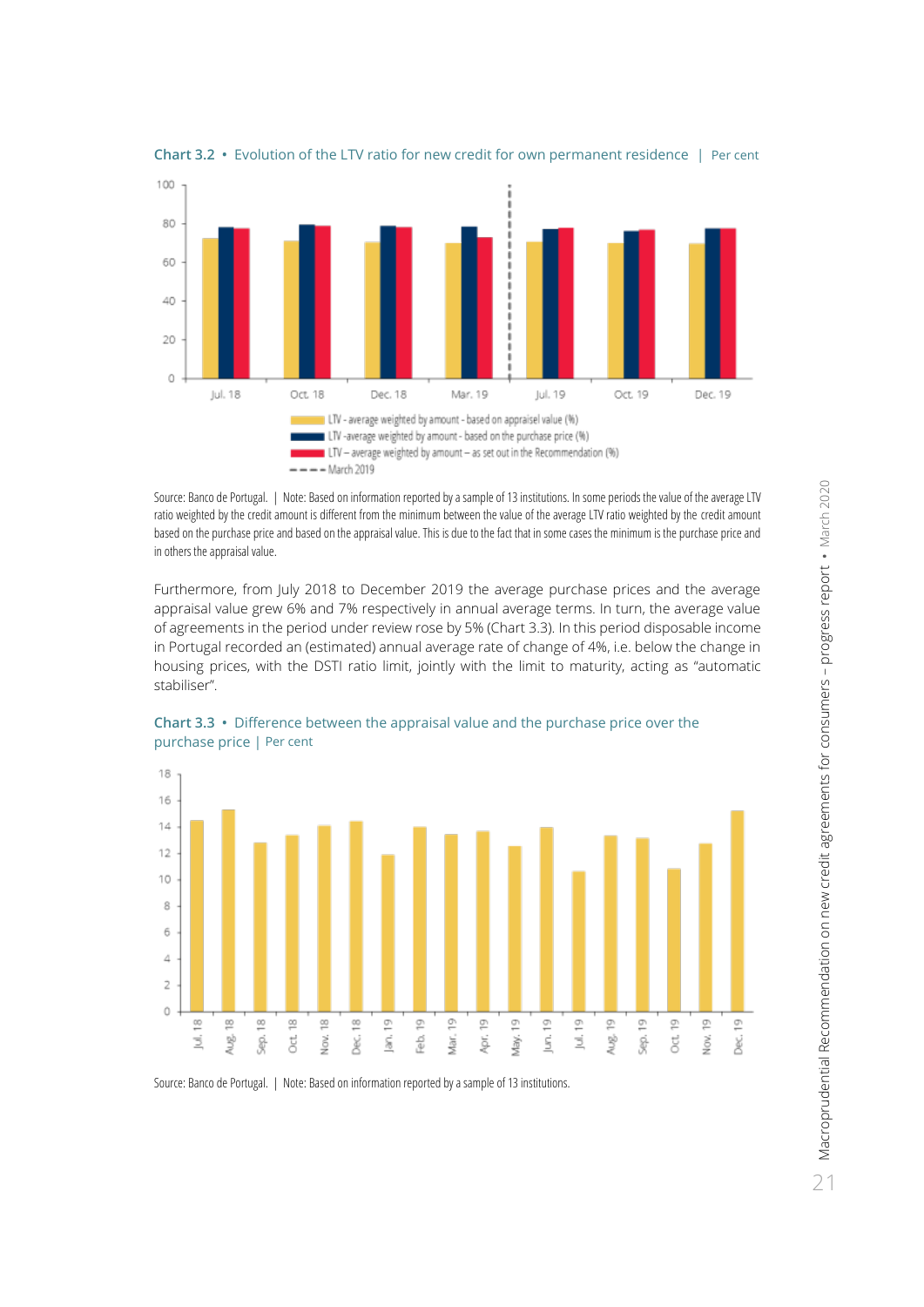**Chart 3.2 • Evolution of the LTV ratio for new credit for own permanent residence | Per cent**

LTV - average weighted by amount - based on appraisel value (%)
LTV -average weighted by amount - based on the purchase price (%)
LTV – average weighted by amount – as set out in the Recommendation (%)
March 2019

Source: Banco de Portugal. | Note: Based on information reported by a sample of 13 institutions. In some periods the value of the average LTV ratio weighted by the credit amount is different from the minimum between the value of the average LTV ratio weighted by the credit amount based on the purchase price and based on the appraisal value. This is due to the fact that in some cases the minimum is the purchase price and in others the appraisal value.

Furthermore, from July 2018 to December 2019 the average purchase prices and the average appraisal value grew 6% and 7% respectively in annual average terms. In turn, the average value of agreements in the period under review rose by 5% (Chart 3.3). In this period disposable income in Portugal recorded an (estimated) annual average rate of change of 4%, i.e. below the change in housing prices, with the DSTI ratio limit, jointly with the limit to maturity, acting as "automatic stabiliser".

**Chart 3.3 • Difference between the appraisal value and the purchase price over the purchase price | Per cent**

Source: Banco de Portugal. | Note: Based on information reported by a sample of 13 institutions.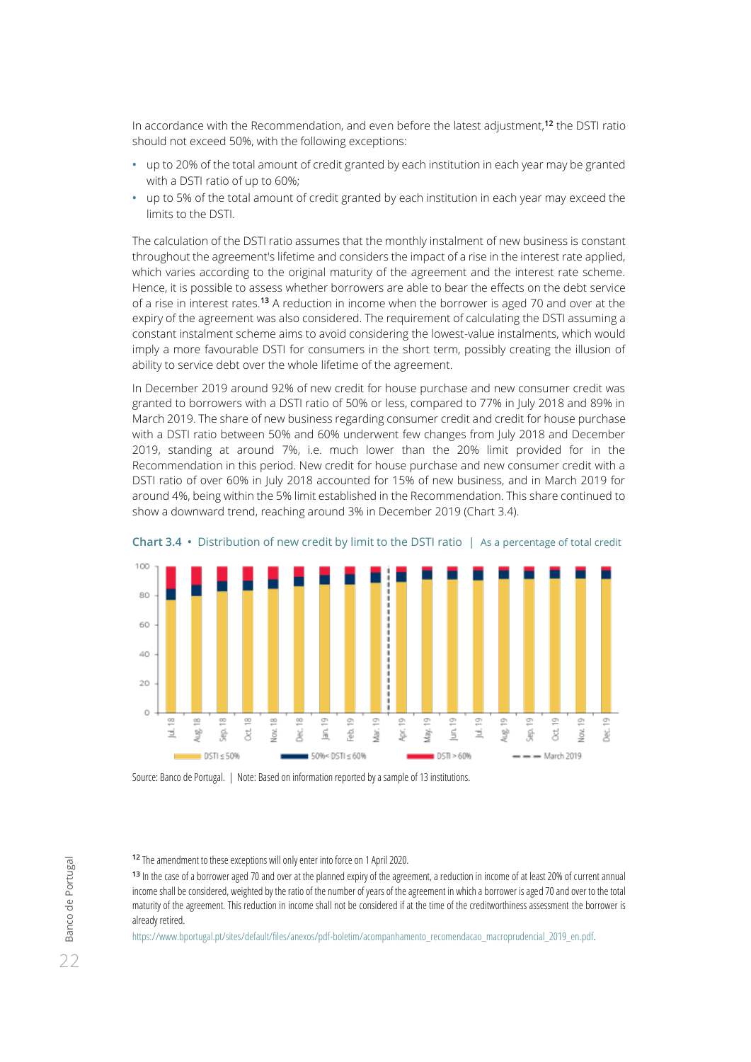In accordance with the Recommendation, and even before the latest adjustment,[12] the DSTI ratio should not exceed 50%, with the following exceptions:

- up to 20% of the total amount of credit granted by each institution in each year may be granted with a DSTI ratio of up to 60%;
- up to 5% of the total amount of credit granted by each institution in each year may exceed the limits to the DSTI.

The calculation of the DSTI ratio assumes that the monthly instalment of new business is constant throughout the agreement's lifetime and considers the impact of a rise in the interest rate applied, which varies according to the original maturity of the agreement and the interest rate scheme. Hence, it is possible to assess whether borrowers are able to bear the effects on the debt service of a rise in interest rates.[13] A reduction in income when the borrower is aged 70 and over at the expiry of the agreement was also considered. The requirement of calculating the DSTI assuming a constant instalment scheme aims to avoid considering the lowest-value instalments, which would imply a more favourable DSTI for consumers in the short term, possibly creating the illusion of ability to service debt over the whole lifetime of the agreement.

In December 2019 around 92% of new credit for house purchase and new consumer credit was granted to borrowers with a DSTI ratio of 50% or less, compared to 77% in July 2018 and 89% in March 2019. The share of new business regarding consumer credit and credit for house purchase with a DSTI ratio between 50% and 60% underwent few changes from July 2018 and December 2019, standing at around 7%, i.e. much lower than the 20% limit provided for in the Recommendation in this period. New credit for house purchase and new consumer credit with a DSTI ratio of over 60% in July 2018 accounted for 15% of new business, and in March 2019 for around 4%, being within the 5% limit established in the Recommendation. This share continued to show a downward trend, reaching around 3% in December 2019 (Chart 3.4).

**Chart 3.4 • Distribution of new credit by limit to the DSTI ratio | As a percentage of total credit**

Legend: DSTI ≤ 50% | 50%< DSTI ≤ 60% | DSTI > 60% | March 2019

Source: Banco de Portugal. | Note: Based on information reported by a sample of 13 institutions.

---

[12] The amendment to these exceptions will only enter into force on 1 April 2020.

[13] In the case of a borrower aged 70 and over at the planned expiry of the agreement, a reduction in income of at least 20% of current annual income shall be considered, weighted by the ratio of the number of years of the agreement in which a borrower is aged 70 and over to the total maturity of the agreement. This reduction in income shall not be considered if at the time of the creditworthiness assessment the borrower is already retired.

https://www.bportugal.pt/sites/default/files/anexos/pdf-boletim/acompanhamento_recomendacao_macroprudencial_2019_en.pdf.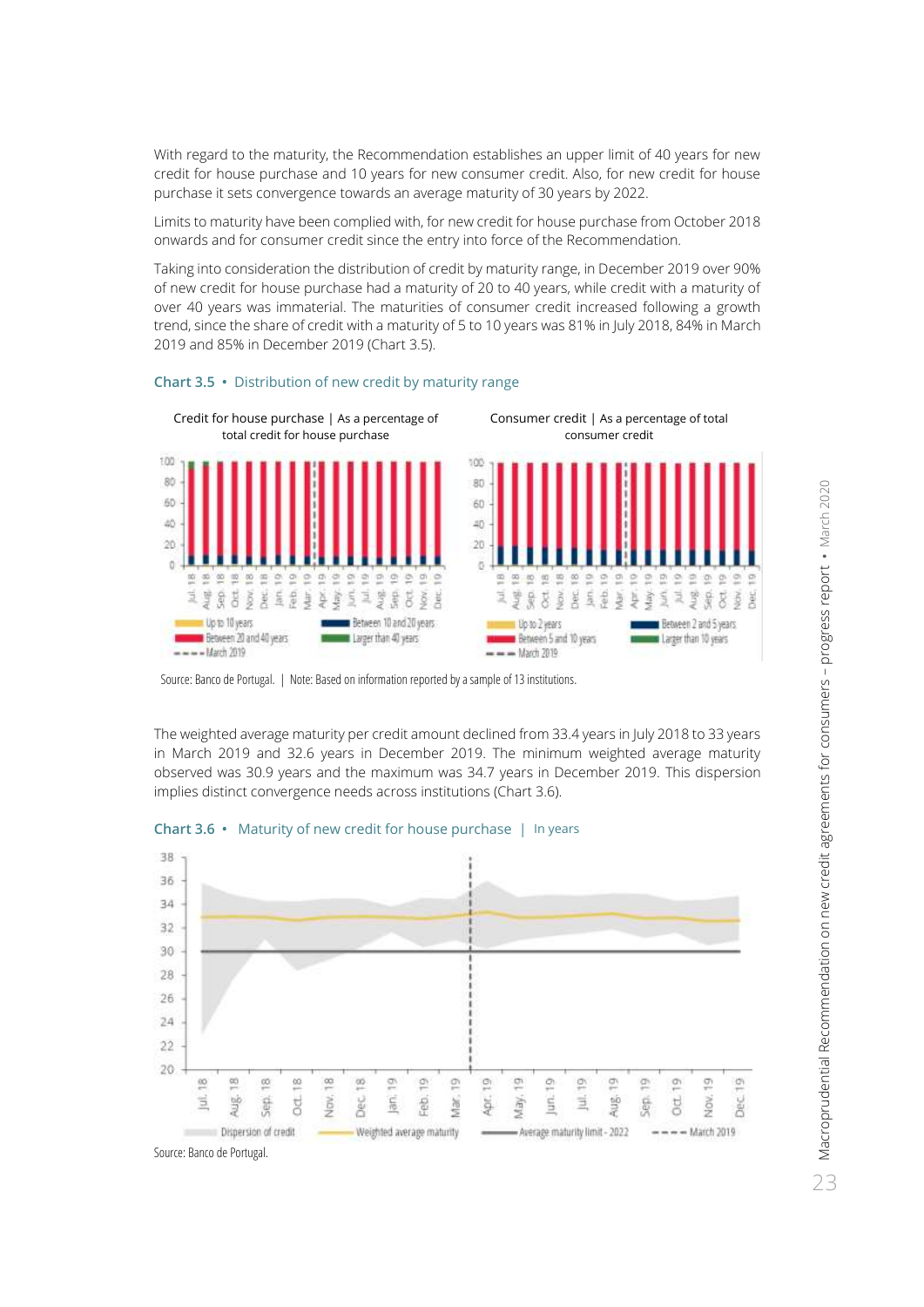With regard to the maturity, the Recommendation establishes an upper limit of 40 years for new credit for house purchase and 10 years for new consumer credit. Also, for new credit for house purchase it sets convergence towards an average maturity of 30 years by 2022.

Limits to maturity have been complied with, for new credit for house purchase from October 2018 onwards and for consumer credit since the entry into force of the Recommendation.

Taking into consideration the distribution of credit by maturity range, in December 2019 over 90% of new credit for house purchase had a maturity of 20 to 40 years, while credit with a maturity of over 40 years was immaterial. The maturities of consumer credit increased following a growth trend, since the share of credit with a maturity of 5 to 10 years was 81% in July 2018, 84% in March 2019 and 85% in December 2019 (Chart 3.5).

**Chart 3.5 • Distribution of new credit by maturity range**

Credit for house purchase | As a percentage of total credit for house purchase

Consumer credit | As a percentage of total consumer credit

Source: Banco de Portugal. | Note: Based on information reported by a sample of 13 institutions.

The weighted average maturity per credit amount declined from 33.4 years in July 2018 to 33 years in March 2019 and 32.6 years in December 2019. The minimum weighted average maturity observed was 30.9 years and the maximum was 34.7 years in December 2019. This dispersion implies distinct convergence needs across institutions (Chart 3.6).

**Chart 3.6 • Maturity of new credit for house purchase | In years**

Source: Banco de Portugal.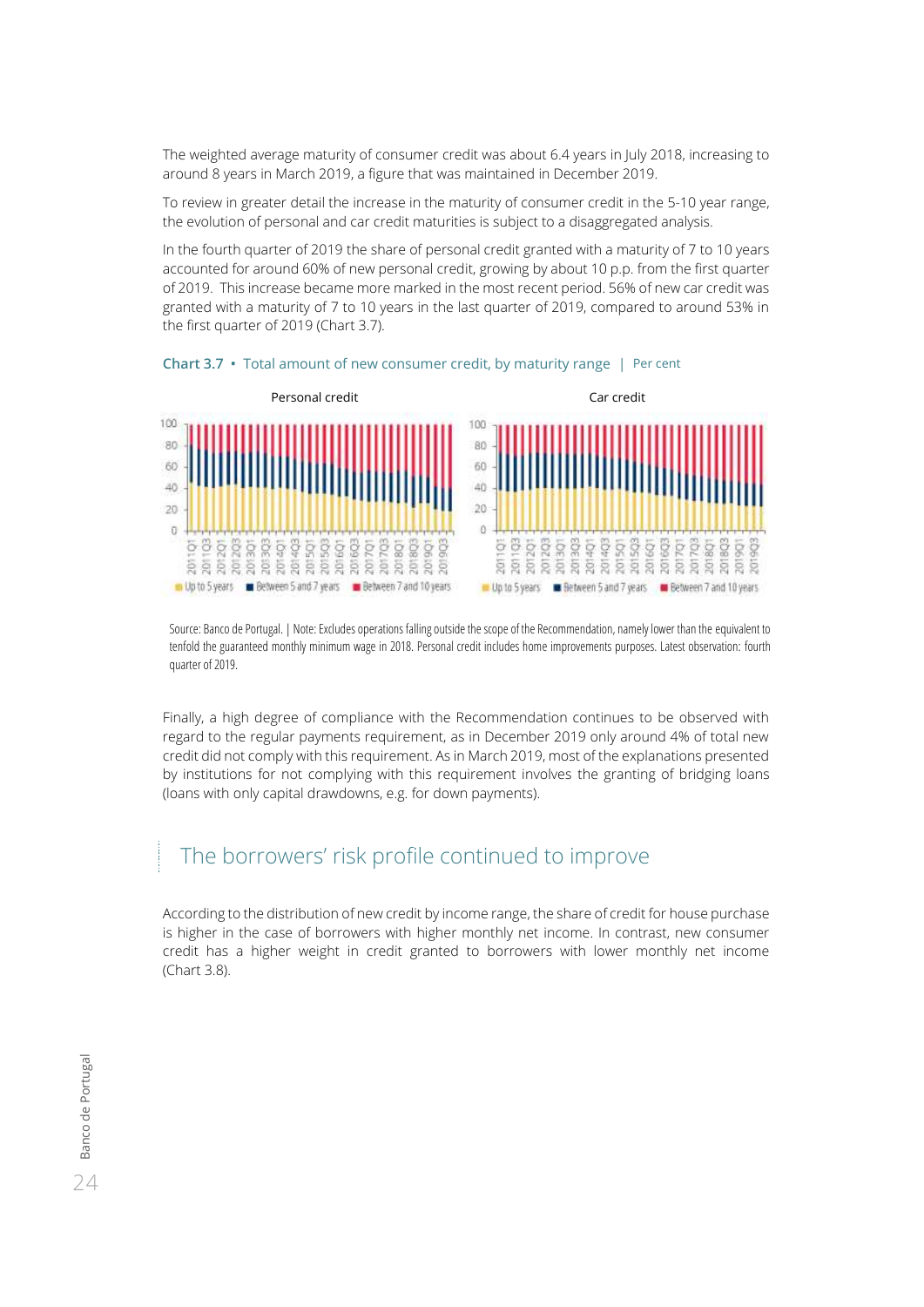The weighted average maturity of consumer credit was about 6.4 years in July 2018, increasing to around 8 years in March 2019, a figure that was maintained in December 2019.

To review in greater detail the increase in the maturity of consumer credit in the 5-10 year range, the evolution of personal and car credit maturities is subject to a disaggregated analysis.

In the fourth quarter of 2019 the share of personal credit granted with a maturity of 7 to 10 years accounted for around 60% of new personal credit, growing by about 10 p.p. from the first quarter of 2019. This increase became more marked in the most recent period. 56% of new car credit was granted with a maturity of 7 to 10 years in the last quarter of 2019, compared to around 53% in the first quarter of 2019 (Chart 3.7).

**Chart 3.7 • Total amount of new consumer credit, by maturity range | Per cent**

Source: Banco de Portugal. | Note: Excludes operations falling outside the scope of the Recommendation, namely lower than the equivalent to tenfold the guaranteed monthly minimum wage in 2018. Personal credit includes home improvements purposes. Latest observation: fourth quarter of 2019.

Finally, a high degree of compliance with the Recommendation continues to be observed with regard to the regular payments requirement, as in December 2019 only around 4% of total new credit did not comply with this requirement. As in March 2019, most of the explanations presented by institutions for not complying with this requirement involves the granting of bridging loans (loans with only capital drawdowns, e.g. for down payments).

## The borrowers' risk profile continued to improve

According to the distribution of new credit by income range, the share of credit for house purchase is higher in the case of borrowers with higher monthly net income. In contrast, new consumer credit has a higher weight in credit granted to borrowers with lower monthly net income (Chart 3.8).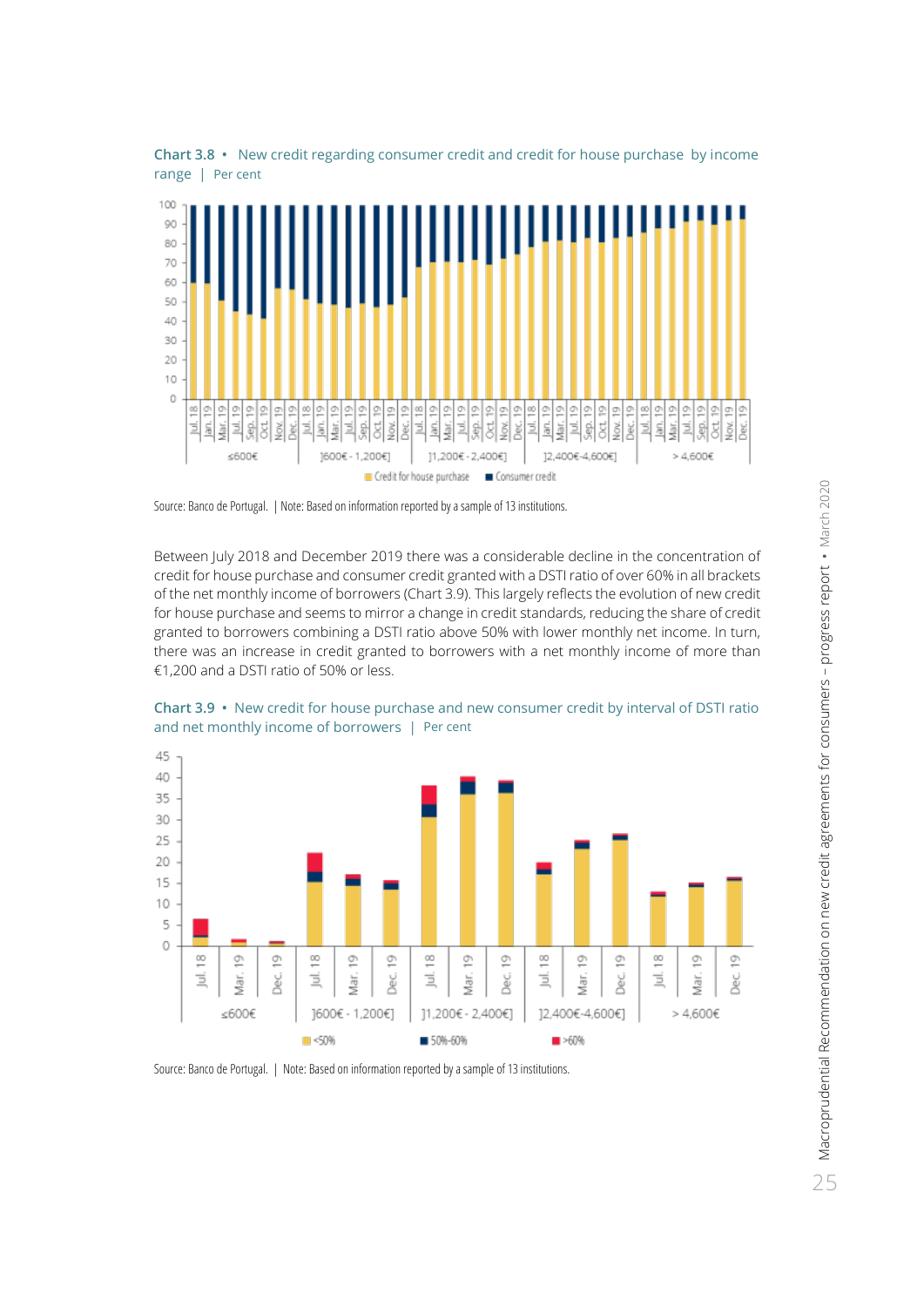**Chart 3.8** • New credit regarding consumer credit and credit for house purchase by income range | Per cent

Source: Banco de Portugal. | Note: Based on information reported by a sample of 13 institutions.

Between July 2018 and December 2019 there was a considerable decline in the concentration of credit for house purchase and consumer credit granted with a DSTI ratio of over 60% in all brackets of the net monthly income of borrowers (Chart 3.9). This largely reflects the evolution of new credit for house purchase and seems to mirror a change in credit standards, reducing the share of credit granted to borrowers combining a DSTI ratio above 50% with lower monthly net income. In turn, there was an increase in credit granted to borrowers with a net monthly income of more than €1,200 and a DSTI ratio of 50% or less.

**Chart 3.9** • New credit for house purchase and new consumer credit by interval of DSTI ratio and net monthly income of borrowers | Per cent

Source: Banco de Portugal. | Note: Based on information reported by a sample of 13 institutions.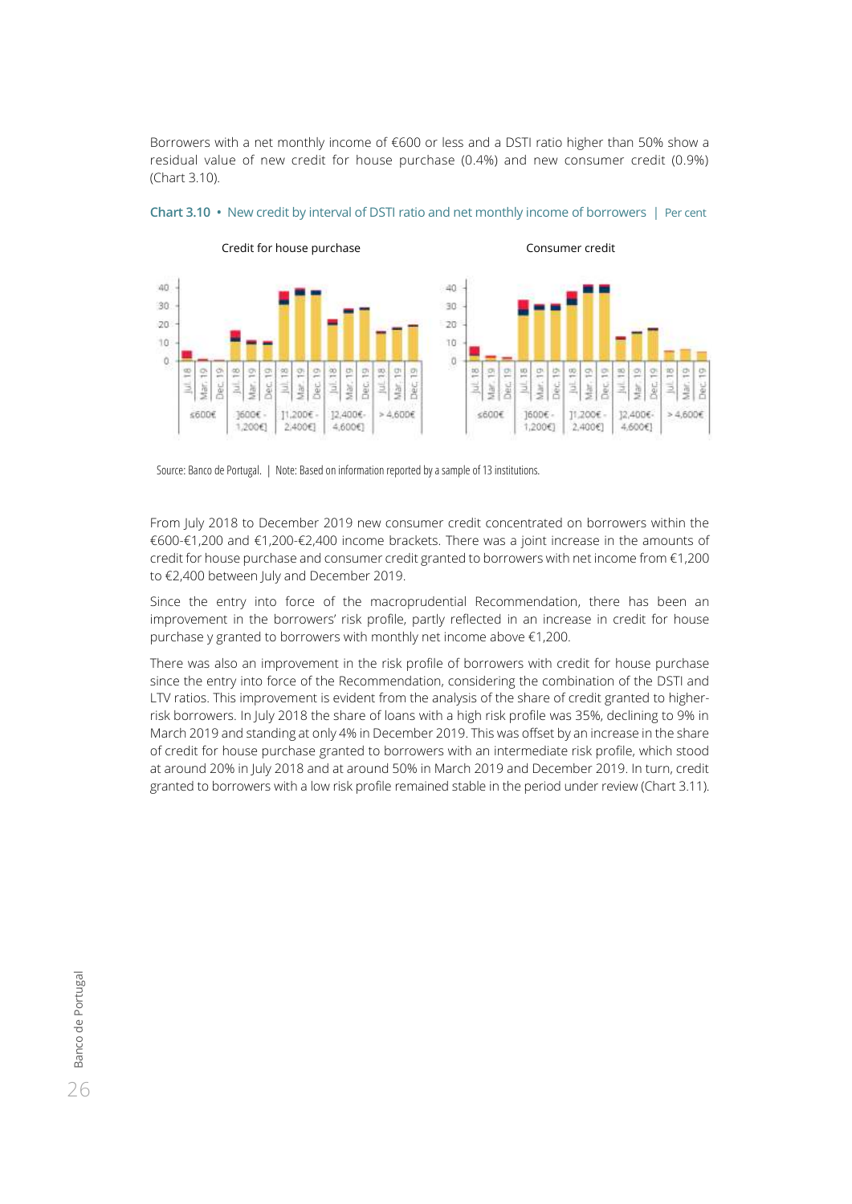Borrowers with a net monthly income of €600 or less and a DSTI ratio higher than 50% show a residual value of new credit for house purchase (0.4%) and new consumer credit (0.9%) (Chart 3.10).

**Chart 3.10** • New credit by interval of DSTI ratio and net monthly income of borrowers | Per cent

Source: Banco de Portugal. | Note: Based on information reported by a sample of 13 institutions.

From July 2018 to December 2019 new consumer credit concentrated on borrowers within the €600-€1,200 and €1,200-€2,400 income brackets. There was a joint increase in the amounts of credit for house purchase and consumer credit granted to borrowers with net income from €1,200 to €2,400 between July and December 2019.

Since the entry into force of the macroprudential Recommendation, there has been an improvement in the borrowers' risk profile, partly reflected in an increase in credit for house purchase y granted to borrowers with monthly net income above €1,200.

There was also an improvement in the risk profile of borrowers with credit for house purchase since the entry into force of the Recommendation, considering the combination of the DSTI and LTV ratios. This improvement is evident from the analysis of the share of credit granted to higher-risk borrowers. In July 2018 the share of loans with a high risk profile was 35%, declining to 9% in March 2019 and standing at only 4% in December 2019. This was offset by an increase in the share of credit for house purchase granted to borrowers with an intermediate risk profile, which stood at around 20% in July 2018 and at around 50% in March 2019 and December 2019. In turn, credit granted to borrowers with a low risk profile remained stable in the period under review (Chart 3.11).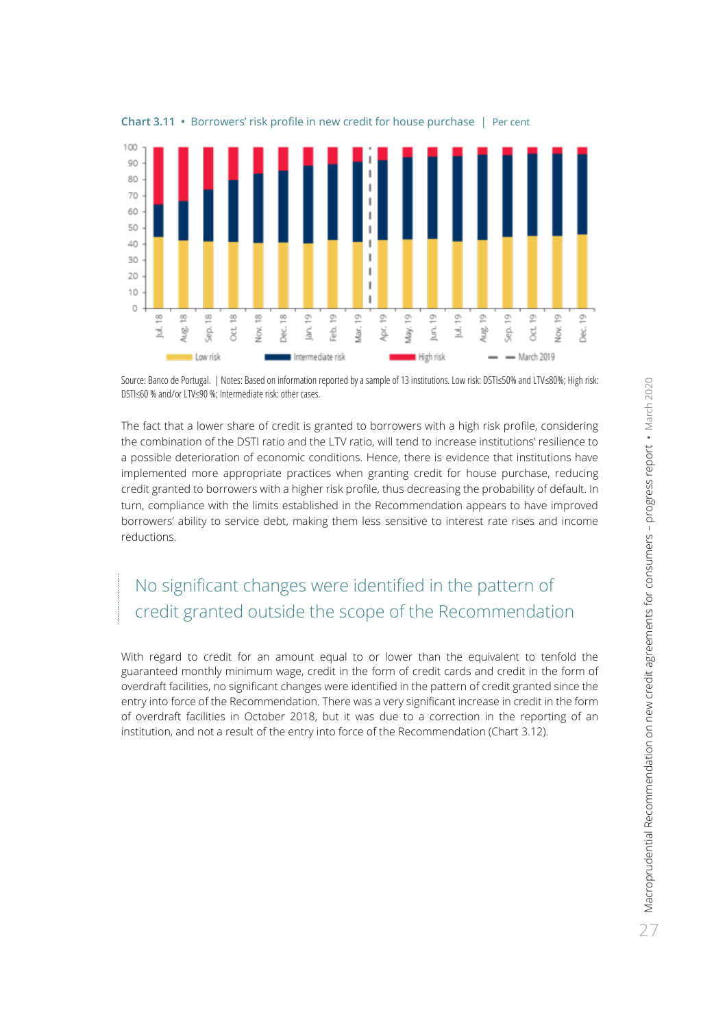**Chart 3.11** • Borrowers' risk profile in new credit for house purchase | Per cent

Source: Banco de Portugal. | Notes: Based on information reported by a sample of 13 institutions. Low risk: DSTI≤50% and LTV≤80%; High risk: DSTI≤60 % and/or LTV≤90 %; Intermediate risk: other cases.

The fact that a lower share of credit is granted to borrowers with a high risk profile, considering the combination of the DSTI ratio and the LTV ratio, will tend to increase institutions' resilience to a possible deterioration of economic conditions. Hence, there is evidence that institutions have implemented more appropriate practices when granting credit for house purchase, reducing credit granted to borrowers with a higher risk profile, thus decreasing the probability of default. In turn, compliance with the limits established in the Recommendation appears to have improved borrowers' ability to service debt, making them less sensitive to interest rate rises and income reductions.

## No significant changes were identified in the pattern of credit granted outside the scope of the Recommendation

With regard to credit for an amount equal to or lower than the equivalent to tenfold the guaranteed monthly minimum wage, credit in the form of credit cards and credit in the form of overdraft facilities, no significant changes were identified in the pattern of credit granted since the entry into force of the Recommendation. There was a very significant increase in credit in the form of overdraft facilities in October 2018, but it was due to a correction in the reporting of an institution, and not a result of the entry into force of the Recommendation (Chart 3.12).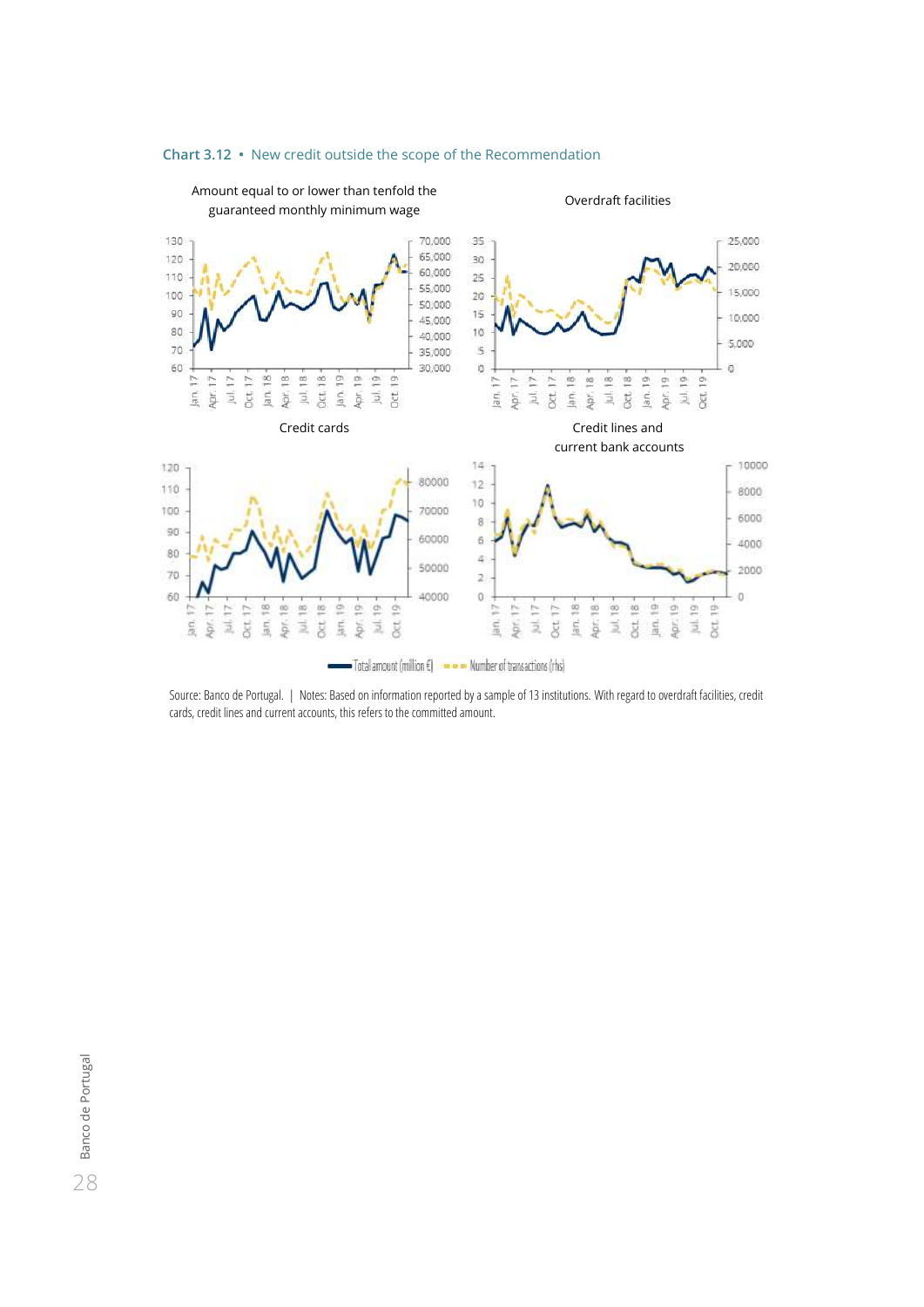**Chart 3.12 • New credit outside the scope of the Recommendation**

Amount equal to or lower than tenfold the guaranteed monthly minimum wage

Overdraft facilities

Credit cards

Credit lines and current bank accounts

Total amount (million €) | Number of transactions (rhs)

Source: Banco de Portugal. | Notes: Based on information reported by a sample of 13 institutions. With regard to overdraft facilities, credit cards, credit lines and current accounts, this refers to the committed amount.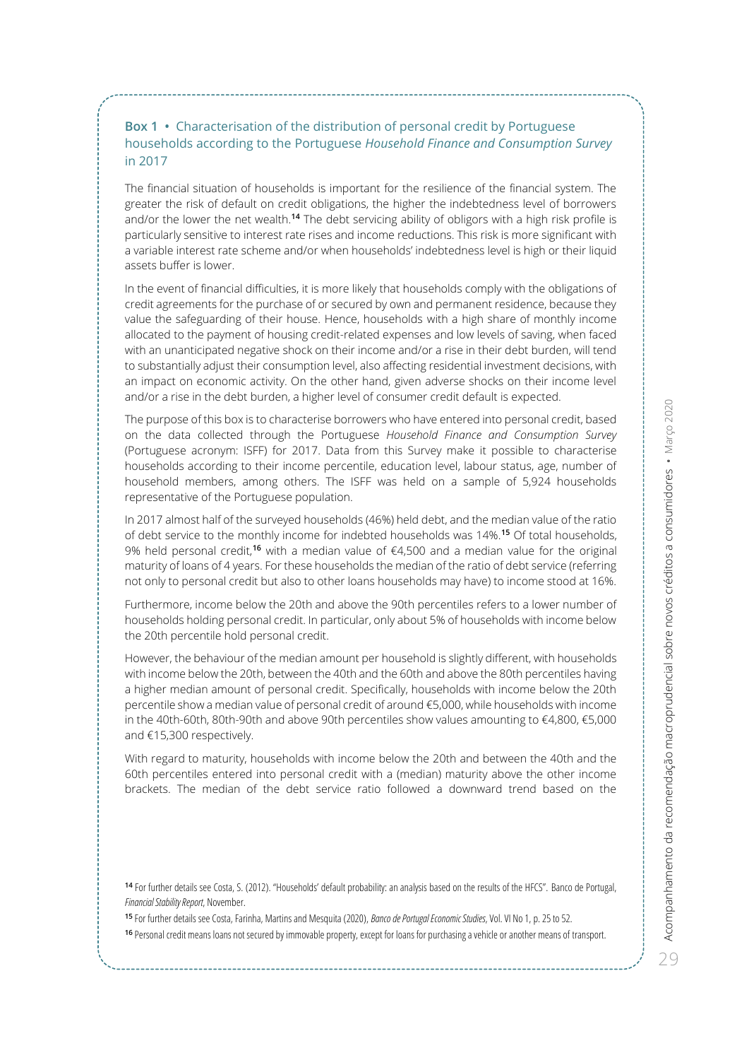### Box 1 • Characterisation of the distribution of personal credit by Portuguese households according to the Portuguese *Household Finance and Consumption Survey* in 2017

The financial situation of households is important for the resilience of the financial system. The greater the risk of default on credit obligations, the higher the indebtedness level of borrowers and/or the lower the net wealth.[14] The debt servicing ability of obligors with a high risk profile is particularly sensitive to interest rate rises and income reductions. This risk is more significant with a variable interest rate scheme and/or when households' indebtedness level is high or their liquid assets buffer is lower.

In the event of financial difficulties, it is more likely that households comply with the obligations of credit agreements for the purchase of or secured by own and permanent residence, because they value the safeguarding of their house. Hence, households with a high share of monthly income allocated to the payment of housing credit-related expenses and low levels of saving, when faced with an unanticipated negative shock on their income and/or a rise in their debt burden, will tend to substantially adjust their consumption level, also affecting residential investment decisions, with an impact on economic activity. On the other hand, given adverse shocks on their income level and/or a rise in the debt burden, a higher level of consumer credit default is expected.

The purpose of this box is to characterise borrowers who have entered into personal credit, based on the data collected through the Portuguese *Household Finance and Consumption Survey* (Portuguese acronym: ISFF) for 2017. Data from this Survey make it possible to characterise households according to their income percentile, education level, labour status, age, number of household members, among others. The ISFF was held on a sample of 5,924 households representative of the Portuguese population.

In 2017 almost half of the surveyed households (46%) held debt, and the median value of the ratio of debt service to the monthly income for indebted households was 14%.[15] Of total households, 9% held personal credit,[16] with a median value of €4,500 and a median value for the original maturity of loans of 4 years. For these households the median of the ratio of debt service (referring not only to personal credit but also to other loans households may have) to income stood at 16%.

Furthermore, income below the 20th and above the 90th percentiles refers to a lower number of households holding personal credit. In particular, only about 5% of households with income below the 20th percentile hold personal credit.

However, the behaviour of the median amount per household is slightly different, with households with income below the 20th, between the 40th and the 60th and above the 80th percentiles having a higher median amount of personal credit. Specifically, households with income below the 20th percentile show a median value of personal credit of around €5,000, while households with income in the 40th-60th, 80th-90th and above 90th percentiles show values amounting to €4,800, €5,000 and €15,300 respectively.

With regard to maturity, households with income below the 20th and between the 40th and the 60th percentiles entered into personal credit with a (median) maturity above the other income brackets. The median of the debt service ratio followed a downward trend based on the

[14] For further details see Costa, S. (2012). "Households' default probability: an analysis based on the results of the HFCS". Banco de Portugal, *Financial Stability Report*, November.

[15] For further details see Costa, Farinha, Martins and Mesquita (2020), *Banco de Portugal Economic Studies*, Vol. VI No 1, p. 25 to 52.

[16] Personal credit means loans not secured by immovable property, except for loans for purchasing a vehicle or another means of transport.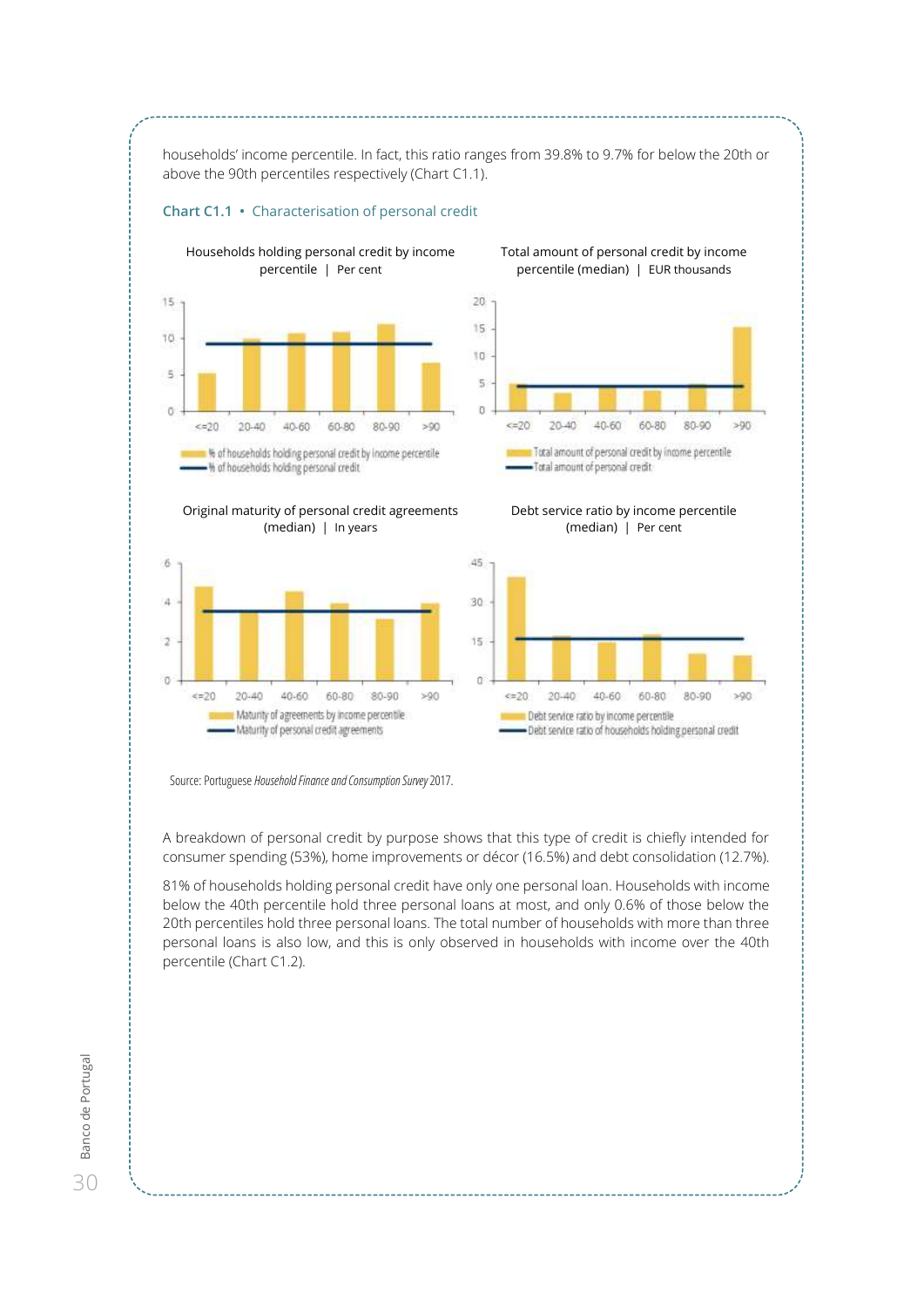households' income percentile. In fact, this ratio ranges from 39.8% to 9.7% for below the 20th or above the 90th percentiles respectively (Chart C1.1).

**Chart C1.1 • Characterisation of personal credit**

Households holding personal credit by income percentile | Per cent

Total amount of personal credit by income percentile (median) | EUR thousands

Original maturity of personal credit agreements (median) | In years

Debt service ratio by income percentile (median) | Per cent

Source: Portuguese *Household Finance and Consumption Survey* 2017.

A breakdown of personal credit by purpose shows that this type of credit is chiefly intended for consumer spending (53%), home improvements or décor (16.5%) and debt consolidation (12.7%).

81% of households holding personal credit have only one personal loan. Households with income below the 40th percentile hold three personal loans at most, and only 0.6% of those below the 20th percentiles hold three personal loans. The total number of households with more than three personal loans is also low, and this is only observed in households with income over the 40th percentile (Chart C1.2).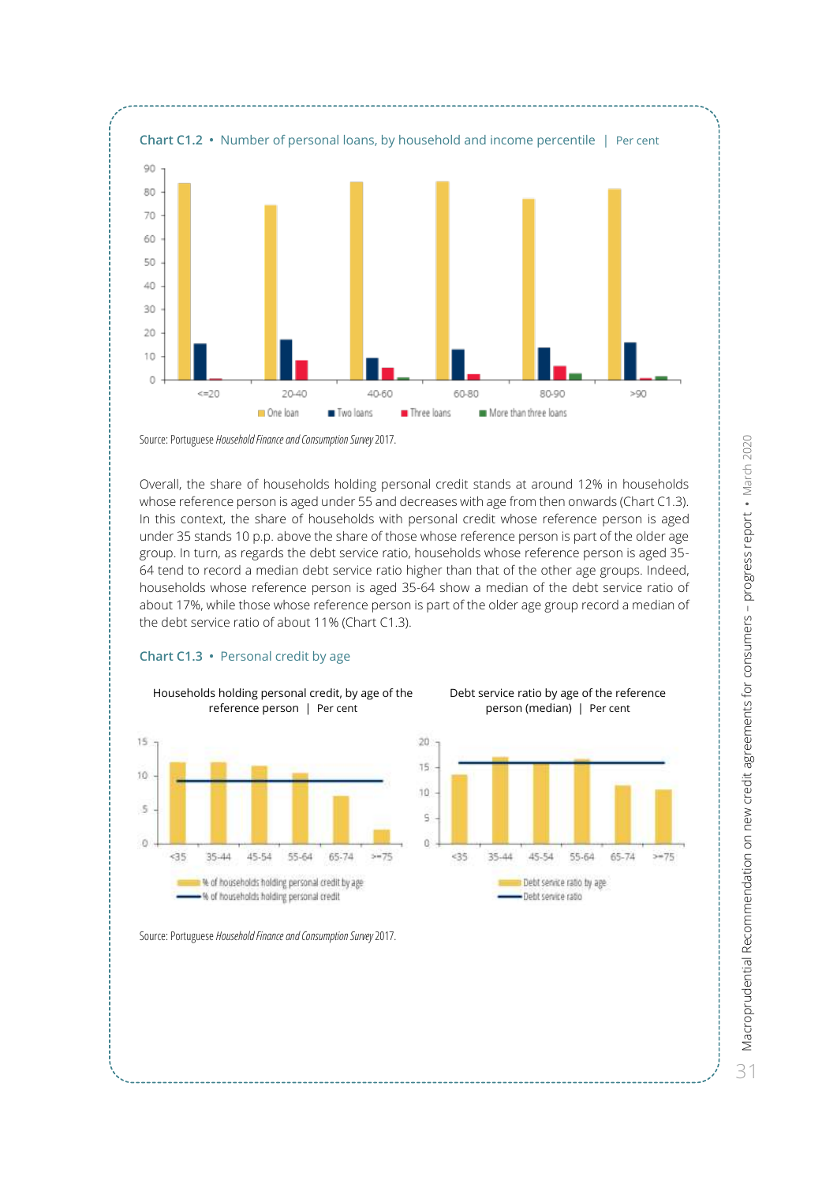**Chart C1.2 • Number of personal loans, by household and income percentile | Per cent**

Source: Portuguese *Household Finance and Consumption Survey* 2017.

Overall, the share of households holding personal credit stands at around 12% in households whose reference person is aged under 55 and decreases with age from then onwards (Chart C1.3). In this context, the share of households with personal credit whose reference person is aged under 35 stands 10 p.p. above the share of those whose reference person is part of the older age group. In turn, as regards the debt service ratio, households whose reference person is aged 35-64 tend to record a median debt service ratio higher than that of the other age groups. Indeed, households whose reference person is aged 35-64 show a median of the debt service ratio of about 17%, while those whose reference person is part of the older age group record a median of the debt service ratio of about 11% (Chart C1.3).

**Chart C1.3 • Personal credit by age**

Households holding personal credit, by age of the reference person | Per cent

Debt service ratio by age of the reference person (median) | Per cent

Source: Portuguese *Household Finance and Consumption Survey* 2017.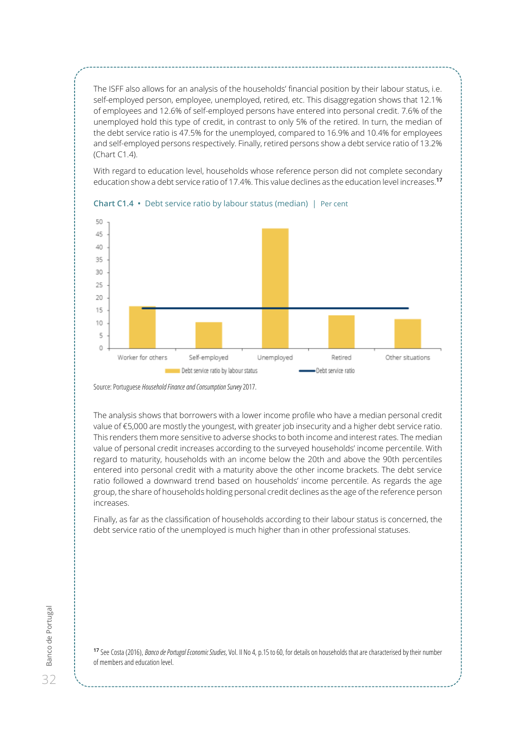The ISFF also allows for an analysis of the households' financial position by their labour status, i.e. self-employed person, employee, unemployed, retired, etc. This disaggregation shows that 12.1% of employees and 12.6% of self-employed persons have entered into personal credit. 7.6% of the unemployed hold this type of credit, in contrast to only 5% of the retired. In turn, the median of the debt service ratio is 47.5% for the unemployed, compared to 16.9% and 10.4% for employees and self-employed persons respectively. Finally, retired persons show a debt service ratio of 13.2% (Chart C1.4).

With regard to education level, households whose reference person did not complete secondary education show a debt service ratio of 17.4%. This value declines as the education level increases.[17]

**Chart C1.4 • Debt service ratio by labour status (median) | Per cent**

Source: Portuguese *Household Finance and Consumption Survey* 2017.

The analysis shows that borrowers with a lower income profile who have a median personal credit value of €5,000 are mostly the youngest, with greater job insecurity and a higher debt service ratio. This renders them more sensitive to adverse shocks to both income and interest rates. The median value of personal credit increases according to the surveyed households' income percentile. With regard to maturity, households with an income below the 20th and above the 90th percentiles entered into personal credit with a maturity above the other income brackets. The debt service ratio followed a downward trend based on households' income percentile. As regards the age group, the share of households holding personal credit declines as the age of the reference person increases.

Finally, as far as the classification of households according to their labour status is concerned, the debt service ratio of the unemployed is much higher than in other professional statuses.

[17] See Costa (2016), *Banco de Portugal Economic Studies*, Vol. II No 4, p.15 to 60, for details on households that are characterised by their number of members and education level.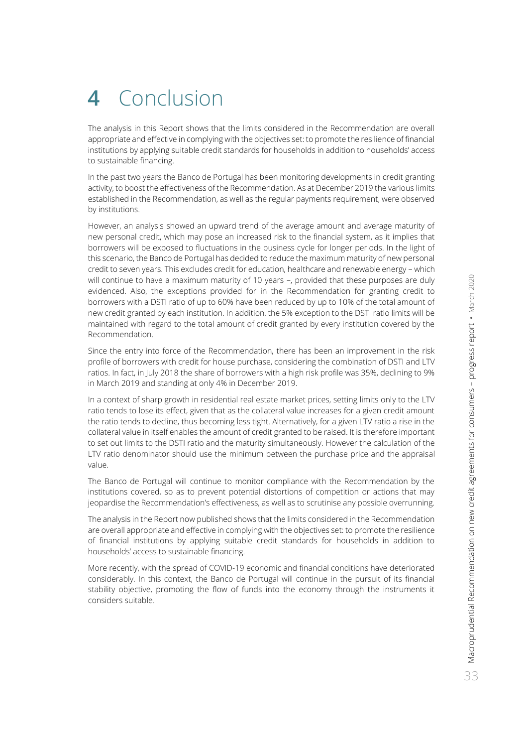# 4 Conclusion

The analysis in this Report shows that the limits considered in the Recommendation are overall appropriate and effective in complying with the objectives set: to promote the resilience of financial institutions by applying suitable credit standards for households in addition to households' access to sustainable financing.

In the past two years the Banco de Portugal has been monitoring developments in credit granting activity, to boost the effectiveness of the Recommendation. As at December 2019 the various limits established in the Recommendation, as well as the regular payments requirement, were observed by institutions.

However, an analysis showed an upward trend of the average amount and average maturity of new personal credit, which may pose an increased risk to the financial system, as it implies that borrowers will be exposed to fluctuations in the business cycle for longer periods. In the light of this scenario, the Banco de Portugal has decided to reduce the maximum maturity of new personal credit to seven years. This excludes credit for education, healthcare and renewable energy – which will continue to have a maximum maturity of 10 years –, provided that these purposes are duly evidenced. Also, the exceptions provided for in the Recommendation for granting credit to borrowers with a DSTI ratio of up to 60% have been reduced by up to 10% of the total amount of new credit granted by each institution. In addition, the 5% exception to the DSTI ratio limits will be maintained with regard to the total amount of credit granted by every institution covered by the Recommendation.

Since the entry into force of the Recommendation, there has been an improvement in the risk profile of borrowers with credit for house purchase, considering the combination of DSTI and LTV ratios. In fact, in July 2018 the share of borrowers with a high risk profile was 35%, declining to 9% in March 2019 and standing at only 4% in December 2019.

In a context of sharp growth in residential real estate market prices, setting limits only to the LTV ratio tends to lose its effect, given that as the collateral value increases for a given credit amount the ratio tends to decline, thus becoming less tight. Alternatively, for a given LTV ratio a rise in the collateral value in itself enables the amount of credit granted to be raised. It is therefore important to set out limits to the DSTI ratio and the maturity simultaneously. However the calculation of the LTV ratio denominator should use the minimum between the purchase price and the appraisal value.

The Banco de Portugal will continue to monitor compliance with the Recommendation by the institutions covered, so as to prevent potential distortions of competition or actions that may jeopardise the Recommendation's effectiveness, as well as to scrutinise any possible overrunning.

The analysis in the Report now published shows that the limits considered in the Recommendation are overall appropriate and effective in complying with the objectives set: to promote the resilience of financial institutions by applying suitable credit standards for households in addition to households' access to sustainable financing.

More recently, with the spread of COVID-19 economic and financial conditions have deteriorated considerably. In this context, the Banco de Portugal will continue in the pursuit of its financial stability objective, promoting the flow of funds into the economy through the instruments it considers suitable.